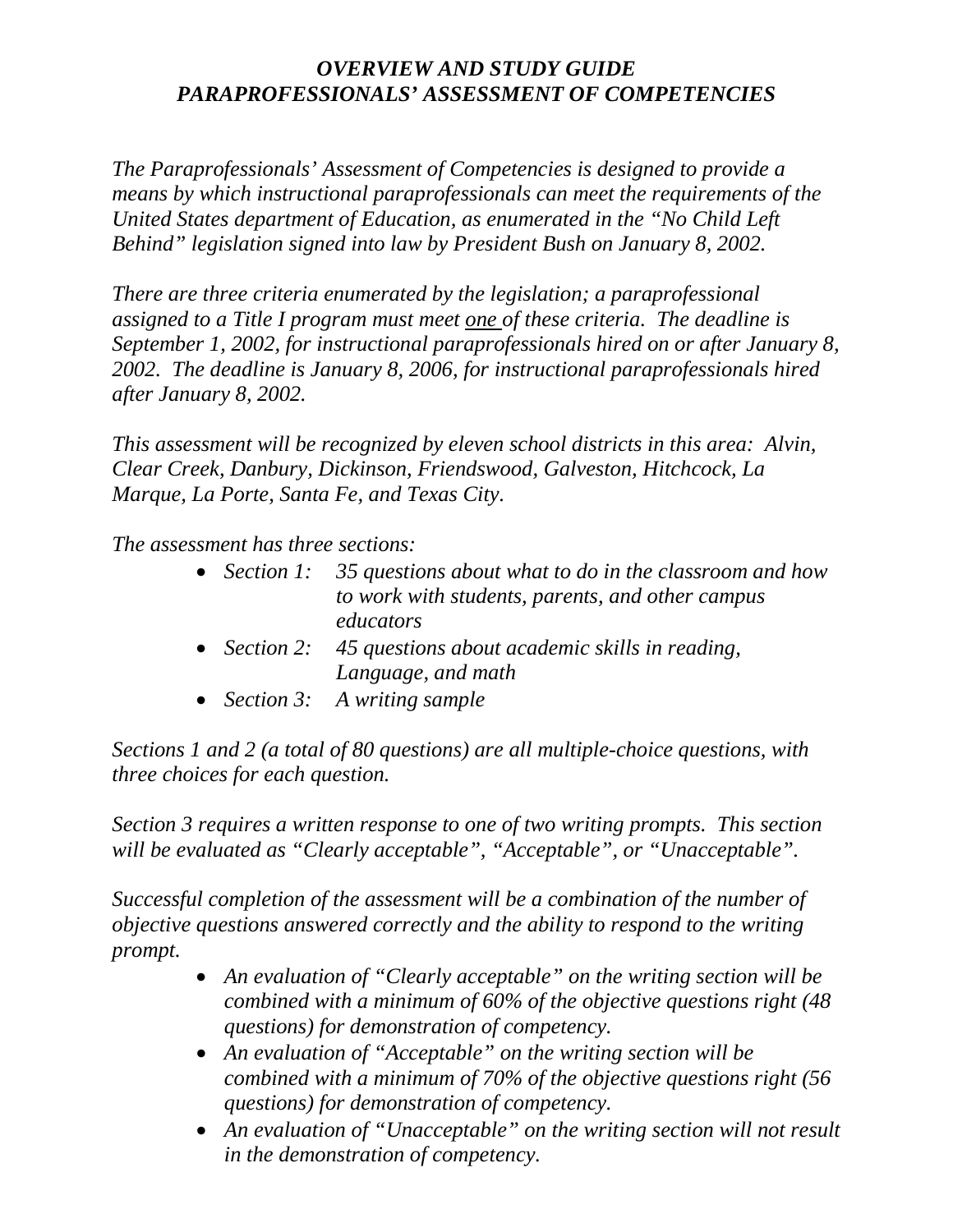# *OVERVIEW AND STUDY GUIDE*
# *PARAPROFESSIONALS' ASSESSMENT OF COMPETENCIES*

*The Paraprofessionals' Assessment of Competencies is designed to provide a means by which instructional paraprofessionals can meet the requirements of the United States department of Education, as enumerated in the "No Child Left Behind" legislation signed into law by President Bush on January 8, 2002.*

*There are three criteria enumerated by the legislation; a paraprofessional assigned to a Title I program must meet one of these criteria. The deadline is September 1, 2002, for instructional paraprofessionals hired on or after January 8, 2002. The deadline is January 8, 2006, for instructional paraprofessionals hired after January 8, 2002.*

*This assessment will be recognized by eleven school districts in this area: Alvin, Clear Creek, Danbury, Dickinson, Friendswood, Galveston, Hitchcock, La Marque, La Porte, Santa Fe, and Texas City.*

*The assessment has three sections:*

- *Section 1: 35 questions about what to do in the classroom and how to work with students, parents, and other campus educators*
- *Section 2: 45 questions about academic skills in reading, Language, and math*
- *Section 3: A writing sample*

*Sections 1 and 2 (a total of 80 questions) are all multiple-choice questions, with three choices for each question.*

*Section 3 requires a written response to one of two writing prompts. This section will be evaluated as "Clearly acceptable", "Acceptable", or "Unacceptable".*

*Successful completion of the assessment will be a combination of the number of objective questions answered correctly and the ability to respond to the writing prompt.*

- *An evaluation of "Clearly acceptable" on the writing section will be combined with a minimum of 60% of the objective questions right (48 questions) for demonstration of competency.*
- *An evaluation of "Acceptable" on the writing section will be combined with a minimum of 70% of the objective questions right (56 questions) for demonstration of competency.*
- *An evaluation of "Unacceptable" on the writing section will not result in the demonstration of competency.*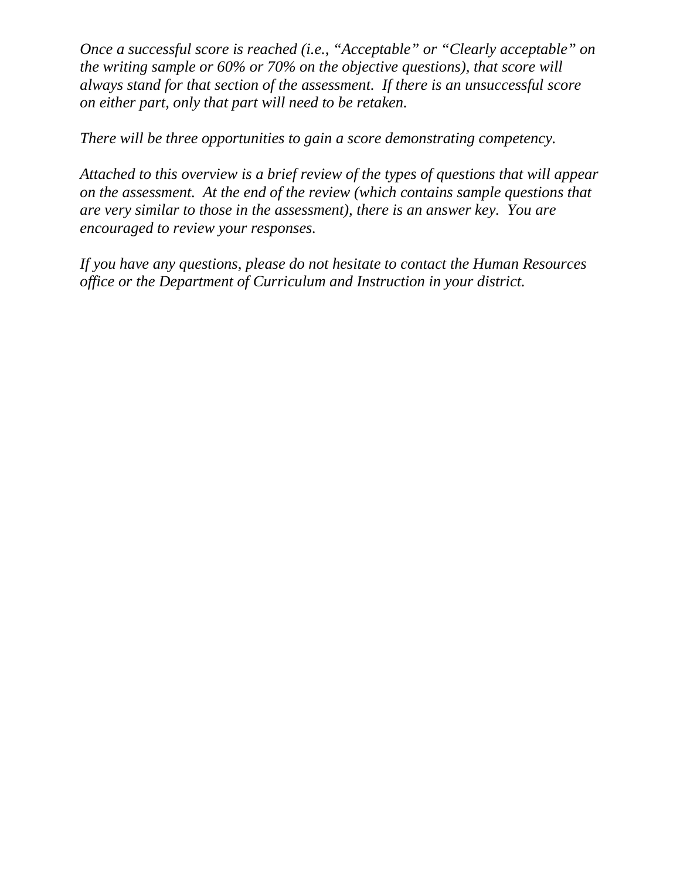*Once a successful score is reached (i.e., "Acceptable" or "Clearly acceptable" on the writing sample or 60% or 70% on the objective questions), that score will always stand for that section of the assessment. If there is an unsuccessful score on either part, only that part will need to be retaken.*

*There will be three opportunities to gain a score demonstrating competency.*

*Attached to this overview is a brief review of the types of questions that will appear on the assessment. At the end of the review (which contains sample questions that are very similar to those in the assessment), there is an answer key. You are encouraged to review your responses.*

*If you have any questions, please do not hesitate to contact the Human Resources office or the Department of Curriculum and Instruction in your district.*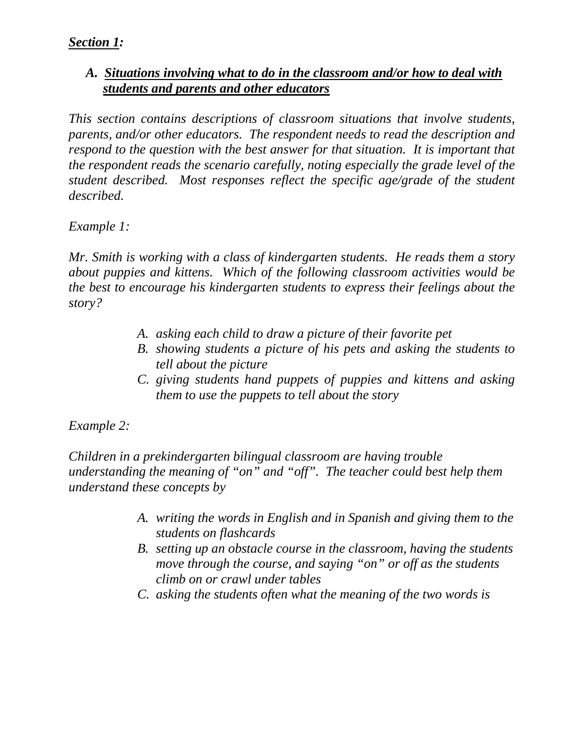***Section 1*:**

### *A. Situations involving what to do in the classroom and/or how to deal with students and parents and other educators*

*This section contains descriptions of classroom situations that involve students, parents, and/or other educators. The respondent needs to read the description and respond to the question with the best answer for that situation. It is important that the respondent reads the scenario carefully, noting especially the grade level of the student described. Most responses reflect the specific age/grade of the student described.*

*Example 1:*

*Mr. Smith is working with a class of kindergarten students. He reads them a story about puppies and kittens. Which of the following classroom activities would be the best to encourage his kindergarten students to express their feelings about the story?*

- *A. asking each child to draw a picture of their favorite pet*
- *B. showing students a picture of his pets and asking the students to tell about the picture*
- *C. giving students hand puppets of puppies and kittens and asking them to use the puppets to tell about the story*

*Example 2:*

*Children in a prekindergarten bilingual classroom are having trouble understanding the meaning of "on" and "off". The teacher could best help them understand these concepts by*

- *A. writing the words in English and in Spanish and giving them to the students on flashcards*
- *B. setting up an obstacle course in the classroom, having the students move through the course, and saying "on" or off as the students climb on or crawl under tables*
- *C. asking the students often what the meaning of the two words is*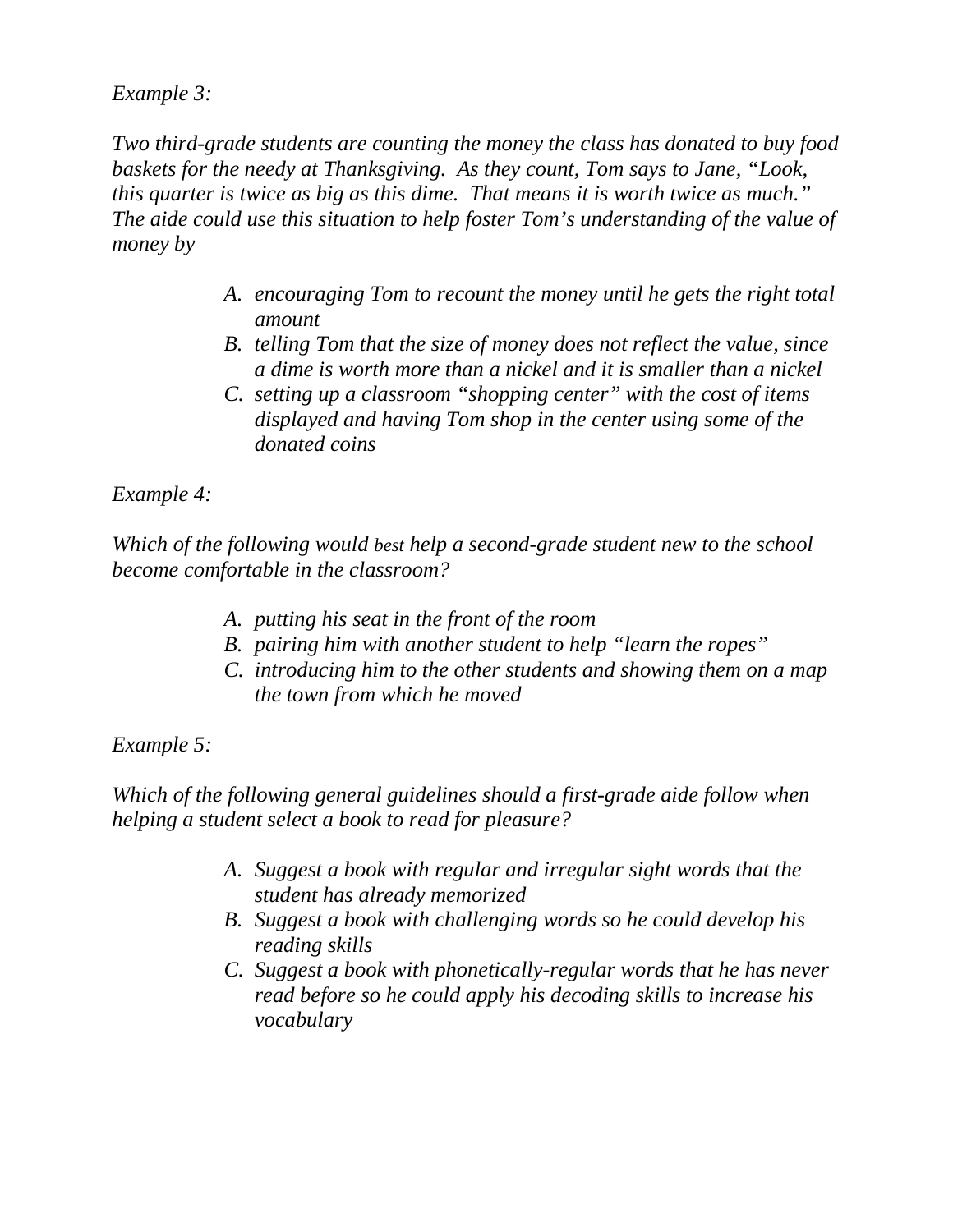*Example 3:*

*Two third-grade students are counting the money the class has donated to buy food baskets for the needy at Thanksgiving. As they count, Tom says to Jane, "Look, this quarter is twice as big as this dime. That means it is worth twice as much." The aide could use this situation to help foster Tom's understanding of the value of money by*

A. *encouraging Tom to recount the money until he gets the right total amount*
B. *telling Tom that the size of money does not reflect the value, since a dime is worth more than a nickel and it is smaller than a nickel*
C. *setting up a classroom "shopping center" with the cost of items displayed and having Tom shop in the center using some of the donated coins*

*Example 4:*

*Which of the following would best help a second-grade student new to the school become comfortable in the classroom?*

A. *putting his seat in the front of the room*
B. *pairing him with another student to help "learn the ropes"*
C. *introducing him to the other students and showing them on a map the town from which he moved*

*Example 5:*

*Which of the following general guidelines should a first-grade aide follow when helping a student select a book to read for pleasure?*

A. *Suggest a book with regular and irregular sight words that the student has already memorized*
B. *Suggest a book with challenging words so he could develop his reading skills*
C. *Suggest a book with phonetically-regular words that he has never read before so he could apply his decoding skills to increase his vocabulary*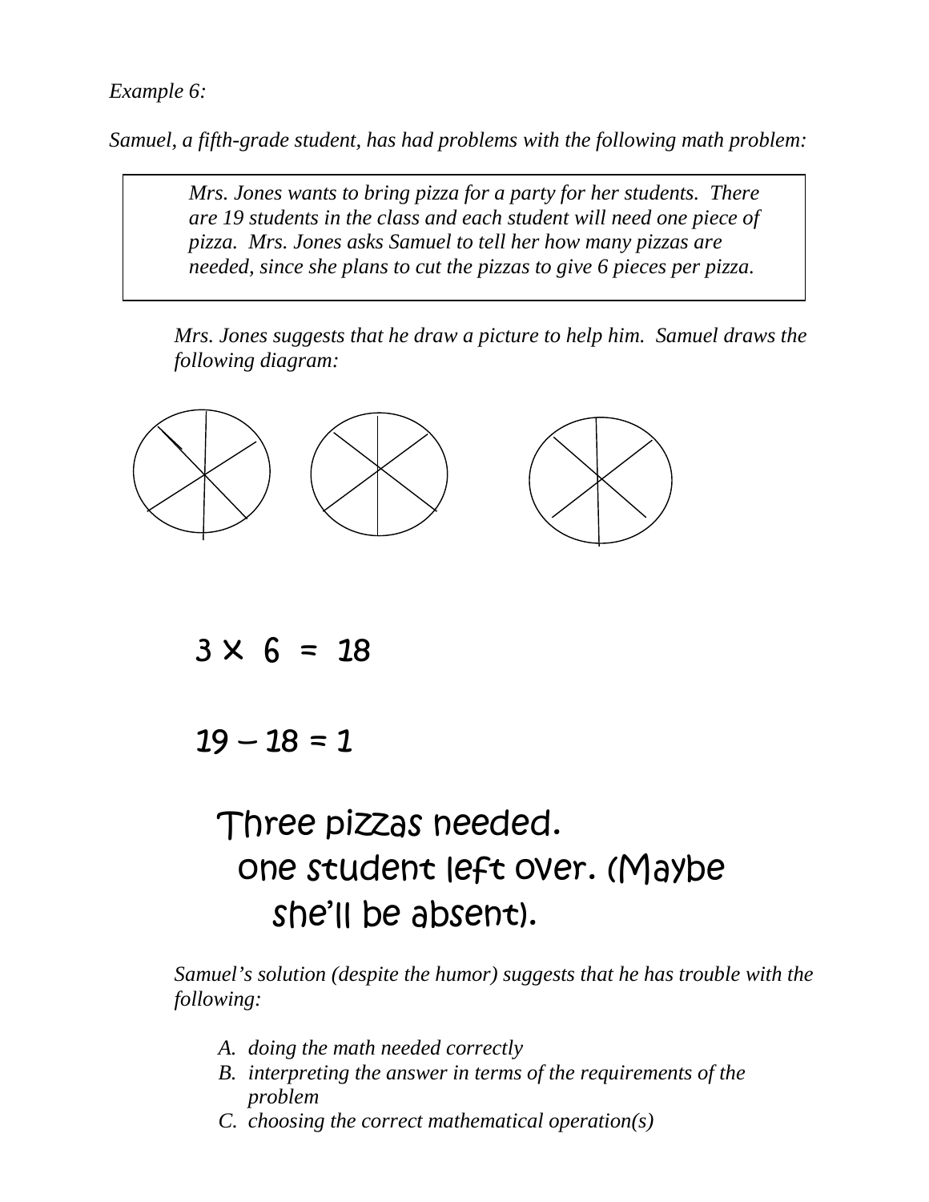*Example 6:*

*Samuel, a fifth-grade student, has had problems with the following math problem:*

> *Mrs. Jones wants to bring pizza for a party for her students. There are 19 students in the class and each student will need one piece of pizza. Mrs. Jones asks Samuel to tell her how many pizzas are needed, since she plans to cut the pizzas to give 6 pieces per pizza.*

*Mrs. Jones suggests that he draw a picture to help him. Samuel draws the following diagram:*

$3 \times 6 = 18$

$19 - 18 = 1$

Three pizzas needed.
one student left over. (Maybe she'll be absent).

*Samuel's solution (despite the humor) suggests that he has trouble with the following:*

A. *doing the math needed correctly*
B. *interpreting the answer in terms of the requirements of the problem*
C. *choosing the correct mathematical operation(s)*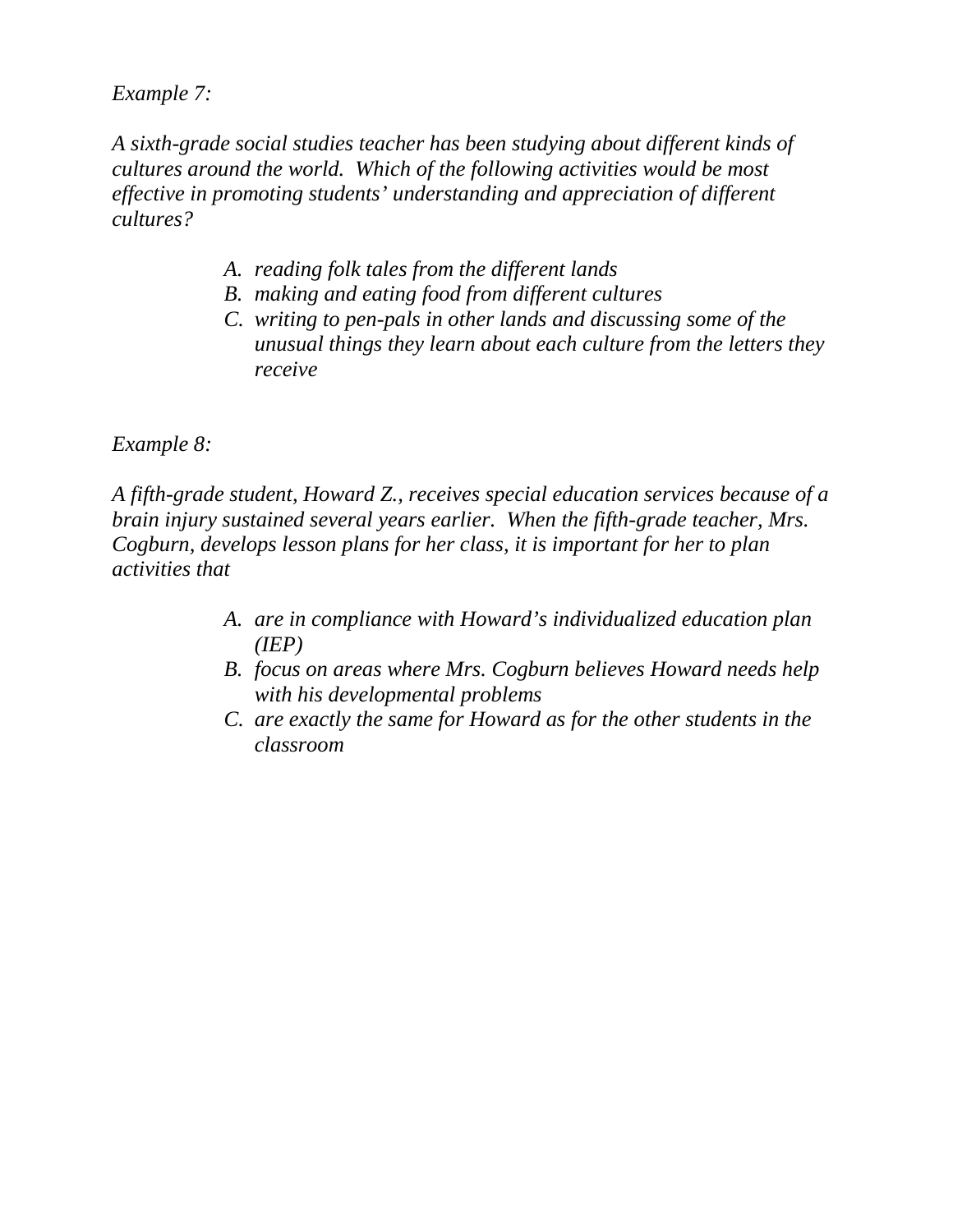*Example 7:*

*A sixth-grade social studies teacher has been studying about different kinds of cultures around the world. Which of the following activities would be most effective in promoting students' understanding and appreciation of different cultures?*

> A. *reading folk tales from the different lands*
> B. *making and eating food from different cultures*
> C. *writing to pen-pals in other lands and discussing some of the unusual things they learn about each culture from the letters they receive*

*Example 8:*

*A fifth-grade student, Howard Z., receives special education services because of a brain injury sustained several years earlier. When the fifth-grade teacher, Mrs. Cogburn, develops lesson plans for her class, it is important for her to plan activities that*

> A. *are in compliance with Howard's individualized education plan (IEP)*
> B. *focus on areas where Mrs. Cogburn believes Howard needs help with his developmental problems*
> C. *are exactly the same for Howard as for the other students in the classroom*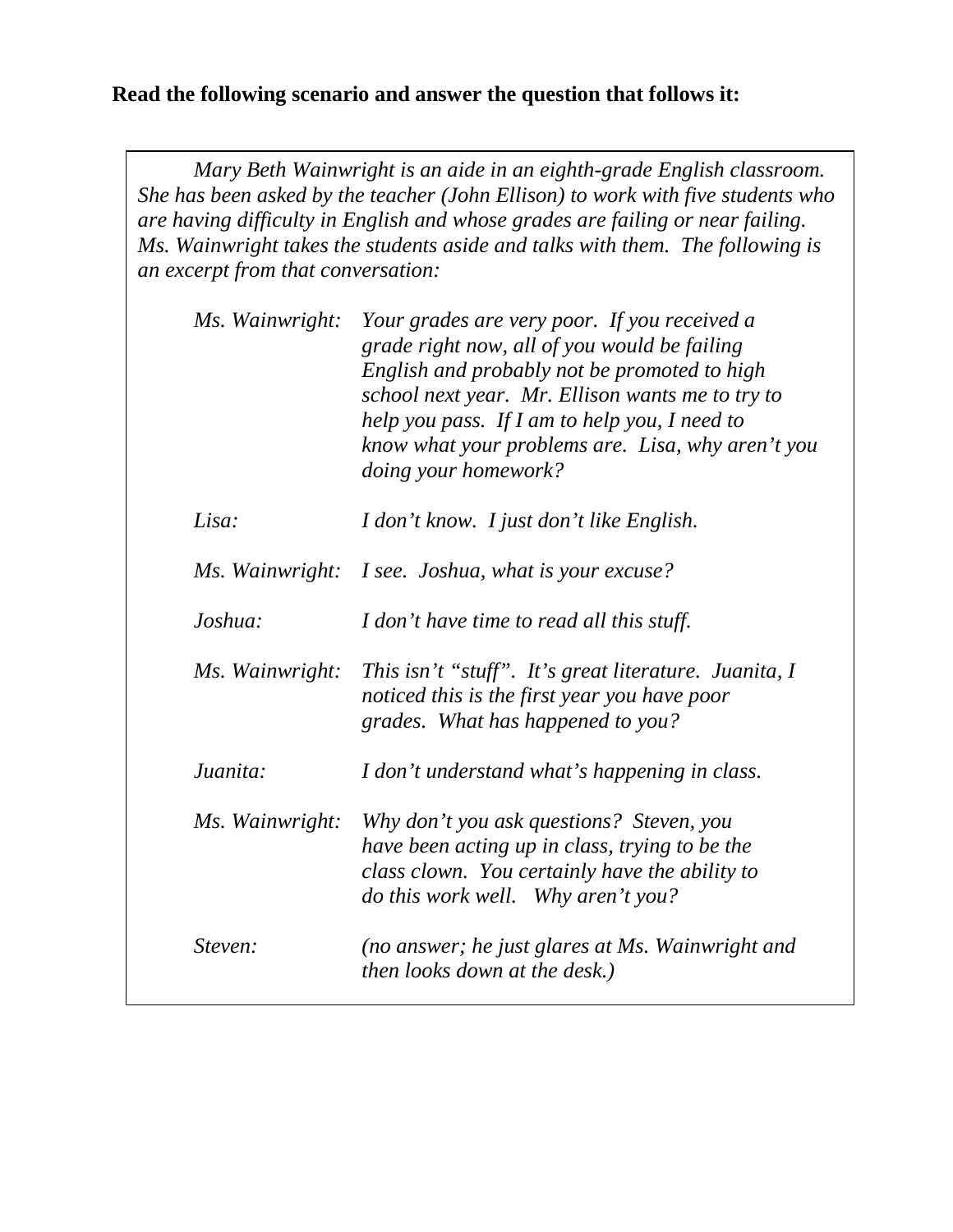**Read the following scenario and answer the question that follows it:**

*Mary Beth Wainwright is an aide in an eighth-grade English classroom. She has been asked by the teacher (John Ellison) to work with five students who are having difficulty in English and whose grades are failing or near failing. Ms. Wainwright takes the students aside and talks with them. The following is an excerpt from that conversation:*

*Ms. Wainwright:* *Your grades are very poor. If you received a grade right now, all of you would be failing English and probably not be promoted to high school next year. Mr. Ellison wants me to try to help you pass. If I am to help you, I need to know what your problems are. Lisa, why aren't you doing your homework?*

*Lisa:* *I don't know. I just don't like English.*

*Ms. Wainwright:* *I see. Joshua, what is your excuse?*

*Joshua:* *I don't have time to read all this stuff.*

*Ms. Wainwright:* *This isn't "stuff". It's great literature. Juanita, I noticed this is the first year you have poor grades. What has happened to you?*

*Juanita:* *I don't understand what's happening in class.*

*Ms. Wainwright:* *Why don't you ask questions? Steven, you have been acting up in class, trying to be the class clown. You certainly have the ability to do this work well. Why aren't you?*

*Steven:* *(no answer; he just glares at Ms. Wainwright and then looks down at the desk.)*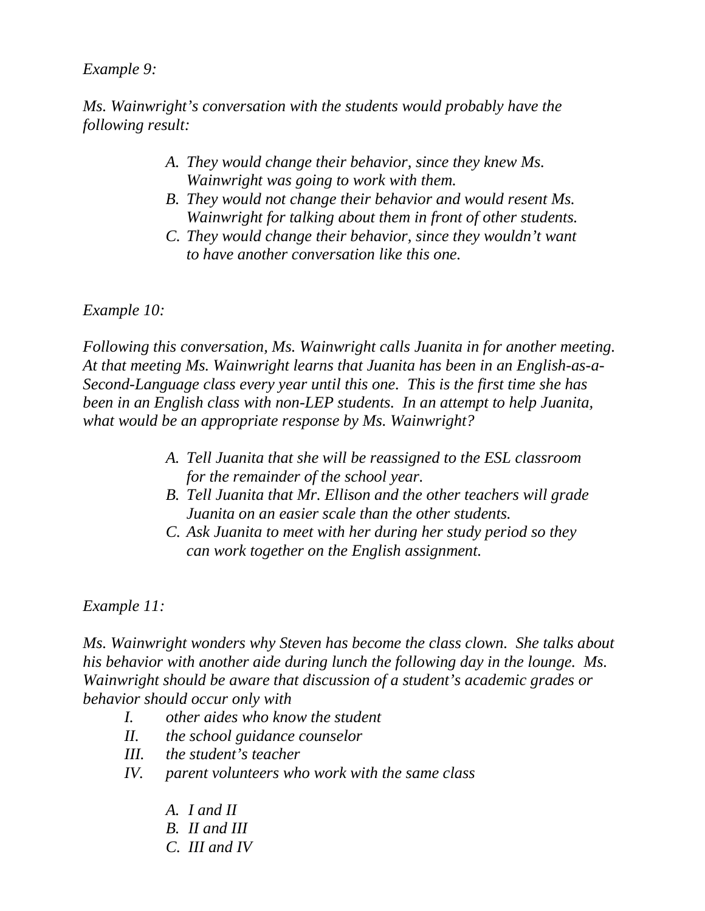*Example 9:*

*Ms. Wainwright's conversation with the students would probably have the following result:*

A. *They would change their behavior, since they knew Ms. Wainwright was going to work with them.*
B. *They would not change their behavior and would resent Ms. Wainwright for talking about them in front of other students.*
C. *They would change their behavior, since they wouldn't want to have another conversation like this one.*

*Example 10:*

*Following this conversation, Ms. Wainwright calls Juanita in for another meeting. At that meeting Ms. Wainwright learns that Juanita has been in an English-as-a-Second-Language class every year until this one. This is the first time she has been in an English class with non-LEP students. In an attempt to help Juanita, what would be an appropriate response by Ms. Wainwright?*

A. *Tell Juanita that she will be reassigned to the ESL classroom for the remainder of the school year.*
B. *Tell Juanita that Mr. Ellison and the other teachers will grade Juanita on an easier scale than the other students.*
C. *Ask Juanita to meet with her during her study period so they can work together on the English assignment.*

*Example 11:*

*Ms. Wainwright wonders why Steven has become the class clown. She talks about his behavior with another aide during lunch the following day in the lounge. Ms. Wainwright should be aware that discussion of a student's academic grades or behavior should occur only with*

I. *other aides who know the student*
II. *the school guidance counselor*
III. *the student's teacher*
IV. *parent volunteers who work with the same class*

A. *I and II*
B. *II and III*
C. *III and IV*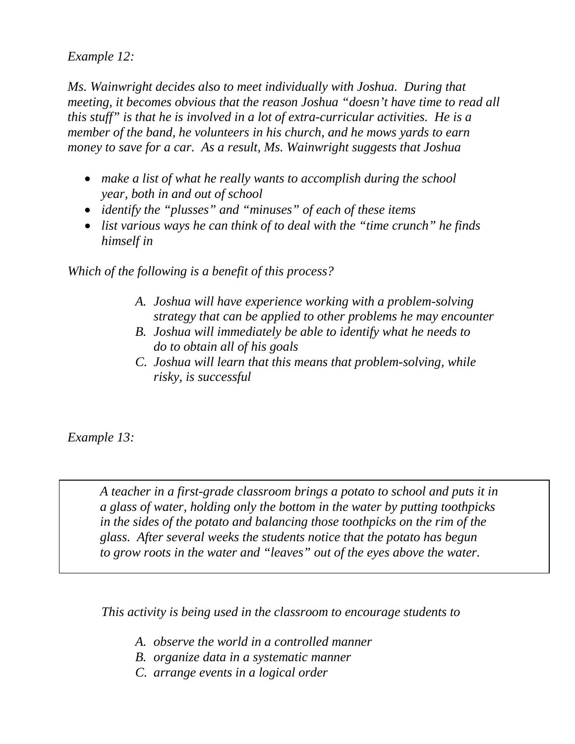*Example 12:*

*Ms. Wainwright decides also to meet individually with Joshua. During that meeting, it becomes obvious that the reason Joshua "doesn't have time to read all this stuff" is that he is involved in a lot of extra-curricular activities. He is a member of the band, he volunteers in his church, and he mows yards to earn money to save for a car. As a result, Ms. Wainwright suggests that Joshua*

- *make a list of what he really wants to accomplish during the school year, both in and out of school*
- *identify the "plusses" and "minuses" of each of these items*
- *list various ways he can think of to deal with the "time crunch" he finds himself in*

*Which of the following is a benefit of this process?*

A. *Joshua will have experience working with a problem-solving strategy that can be applied to other problems he may encounter*
B. *Joshua will immediately be able to identify what he needs to do to obtain all of his goals*
C. *Joshua will learn that this means that problem-solving, while risky, is successful*

*Example 13:*

> *A teacher in a first-grade classroom brings a potato to school and puts it in a glass of water, holding only the bottom in the water by putting toothpicks in the sides of the potato and balancing those toothpicks on the rim of the glass. After several weeks the students notice that the potato has begun to grow roots in the water and "leaves" out of the eyes above the water.*

*This activity is being used in the classroom to encourage students to*

A. *observe the world in a controlled manner*
B. *organize data in a systematic manner*
C. *arrange events in a logical order*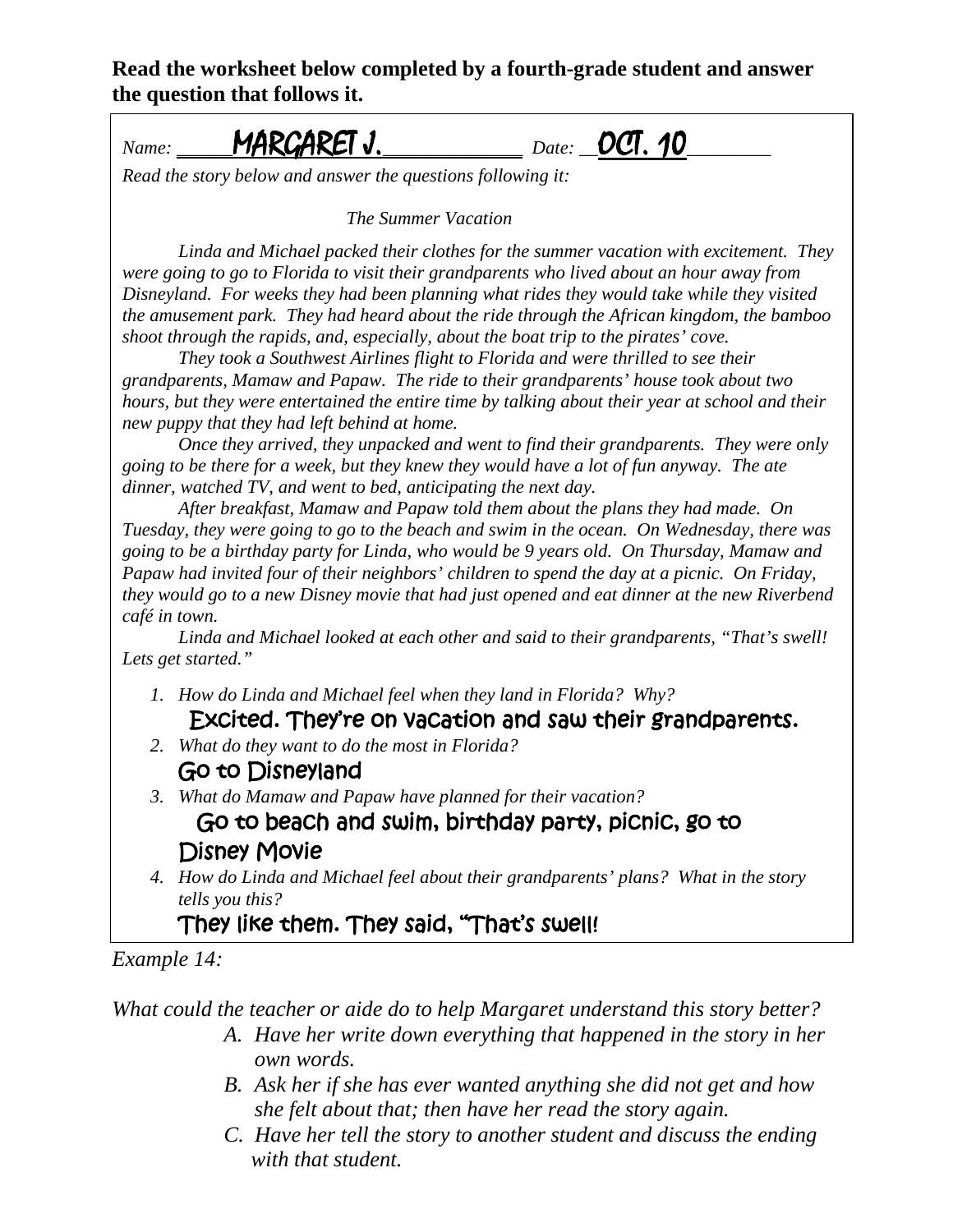**Read the worksheet below completed by a fourth-grade student and answer the question that follows it.**

*Name:* MARGARET J. *Date:* OCT. 10

*Read the story below and answer the questions following it:*

*The Summer Vacation*

*Linda and Michael packed their clothes for the summer vacation with excitement. They were going to go to Florida to visit their grandparents who lived about an hour away from Disneyland. For weeks they had been planning what rides they would take while they visited the amusement park. They had heard about the ride through the African kingdom, the bamboo shoot through the rapids, and, especially, about the boat trip to the pirates' cove.*

*They took a Southwest Airlines flight to Florida and were thrilled to see their grandparents, Mamaw and Papaw. The ride to their grandparents' house took about two hours, but they were entertained the entire time by talking about their year at school and their new puppy that they had left behind at home.*

*Once they arrived, they unpacked and went to find their grandparents. They were only going to be there for a week, but they knew they would have a lot of fun anyway. The ate dinner, watched TV, and went to bed, anticipating the next day.*

*After breakfast, Mamaw and Papaw told them about the plans they had made. On Tuesday, they were going to go to the beach and swim in the ocean. On Wednesday, there was going to be a birthday party for Linda, who would be 9 years old. On Thursday, Mamaw and Papaw had invited four of their neighbors' children to spend the day at a picnic. On Friday, they would go to a new Disney movie that had just opened and eat dinner at the new Riverbend café in town.*

*Linda and Michael looked at each other and said to their grandparents, "That's swell! Lets get started."*

1. *How do Linda and Michael feel when they land in Florida? Why?*
   Excited. They're on vacation and saw their grandparents.
2. *What do they want to do the most in Florida?*
   Go to Disneyland
3. *What do Mamaw and Papaw have planned for their vacation?*
   Go to beach and swim, birthday party, picnic, go to Disney Movie
4. *How do Linda and Michael feel about their grandparents' plans? What in the story tells you this?*
   They like them. They said, "That's swell!

*Example 14:*

*What could the teacher or aide do to help Margaret understand this story better?*

A. *Have her write down everything that happened in the story in her own words.*
B. *Ask her if she has ever wanted anything she did not get and how she felt about that; then have her read the story again.*
C. *Have her tell the story to another student and discuss the ending with that student.*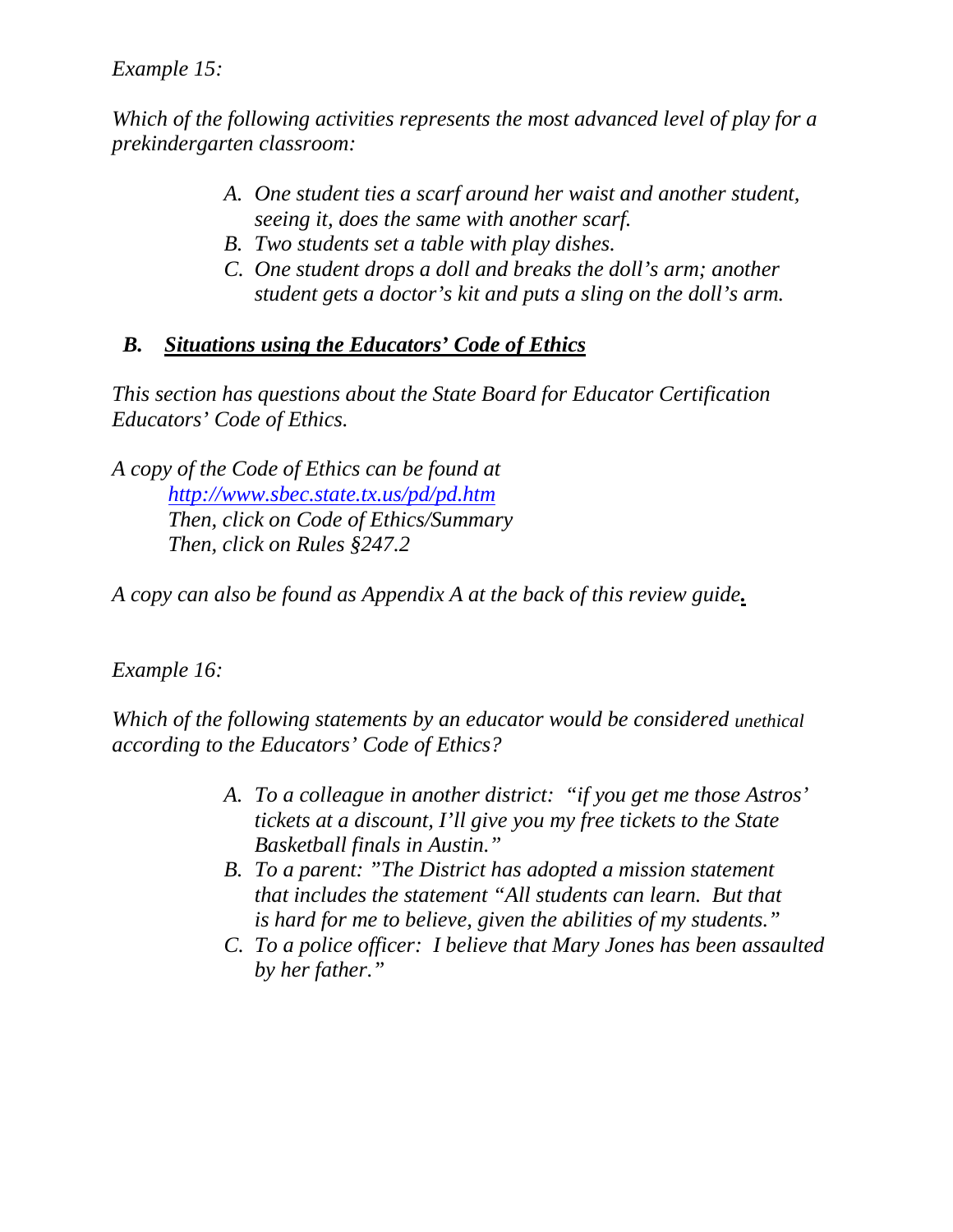*Example 15:*

*Which of the following activities represents the most advanced level of play for a prekindergarten classroom:*

- *A. One student ties a scarf around her waist and another student, seeing it, does the same with another scarf.*
- *B. Two students set a table with play dishes.*
- *C. One student drops a doll and breaks the doll's arm; another student gets a doctor's kit and puts a sling on the doll's arm.*

### ***B. <u>Situations using the Educators' Code of Ethics</u>***

*This section has questions about the State Board for Educator Certification Educators' Code of Ethics.*

*A copy of the Code of Ethics can be found at*
*[http://www.sbec.state.tx.us/pd/pd.htm](http://www.sbec.state.tx.us/pd/pd.htm)*
*Then, click on Code of Ethics/Summary*
*Then, click on Rules §247.2*

*A copy can also be found as Appendix A at the back of this review guide.*

*Example 16:*

*Which of the following statements by an educator would be considered unethical according to the Educators' Code of Ethics?*

- *A. To a colleague in another district: "if you get me those Astros' tickets at a discount, I'll give you my free tickets to the State Basketball finals in Austin."*
- *B. To a parent: "The District has adopted a mission statement that includes the statement "All students can learn. But that is hard for me to believe, given the abilities of my students."*
- *C. To a police officer: I believe that Mary Jones has been assaulted by her father."*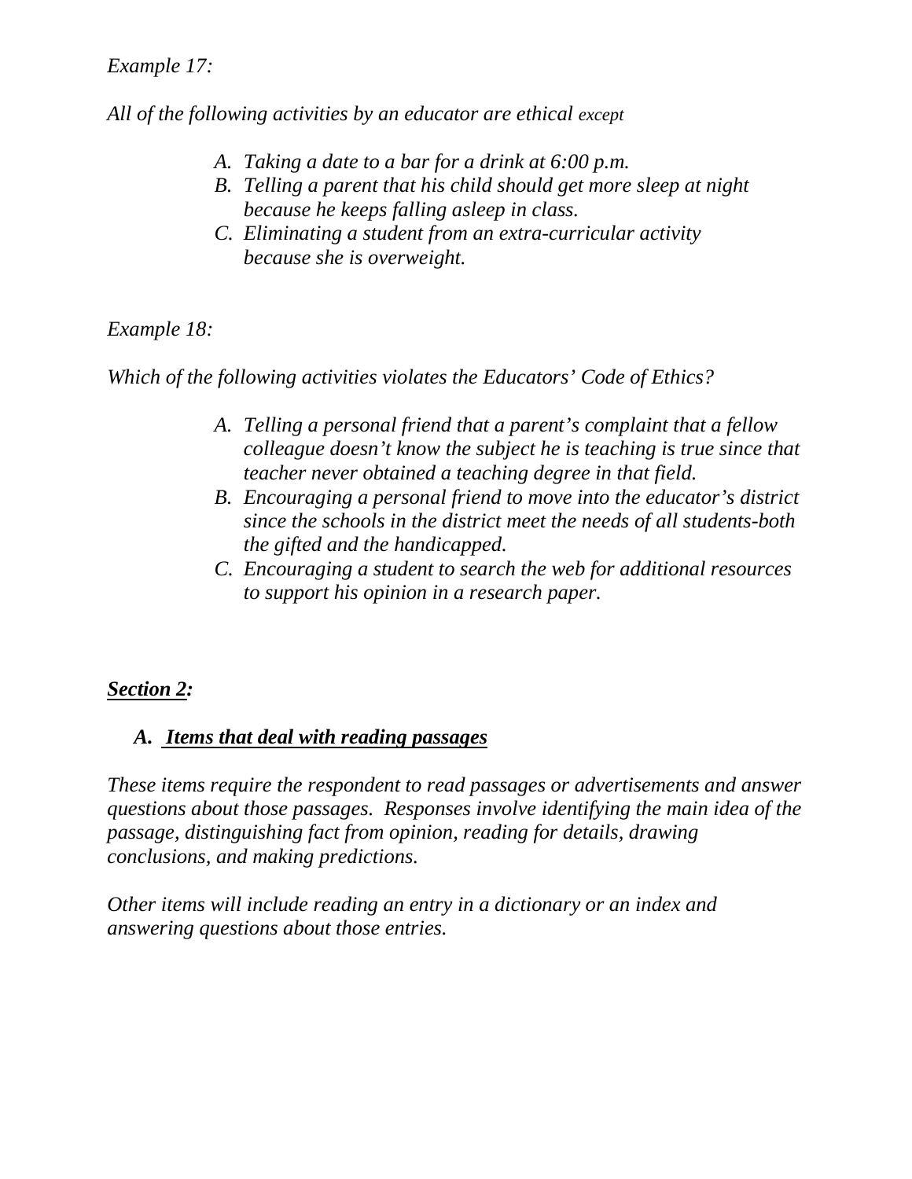*Example 17:*

*All of the following activities by an educator are ethical except*

- *A. Taking a date to a bar for a drink at 6:00 p.m.*
- *B. Telling a parent that his child should get more sleep at night because he keeps falling asleep in class.*
- *C. Eliminating a student from an extra-curricular activity because she is overweight.*

*Example 18:*

*Which of the following activities violates the Educators' Code of Ethics?*

- *A. Telling a personal friend that a parent's complaint that a fellow colleague doesn't know the subject he is teaching is true since that teacher never obtained a teaching degree in that field.*
- *B. Encouraging a personal friend to move into the educator's district since the schools in the district meet the needs of all students-both the gifted and the handicapped.*
- *C. Encouraging a student to search the web for additional resources to support his opinion in a research paper.*

## ***Section 2:***

### ***A. Items that deal with reading passages***

*These items require the respondent to read passages or advertisements and answer questions about those passages. Responses involve identifying the main idea of the passage, distinguishing fact from opinion, reading for details, drawing conclusions, and making predictions.*

*Other items will include reading an entry in a dictionary or an index and answering questions about those entries.*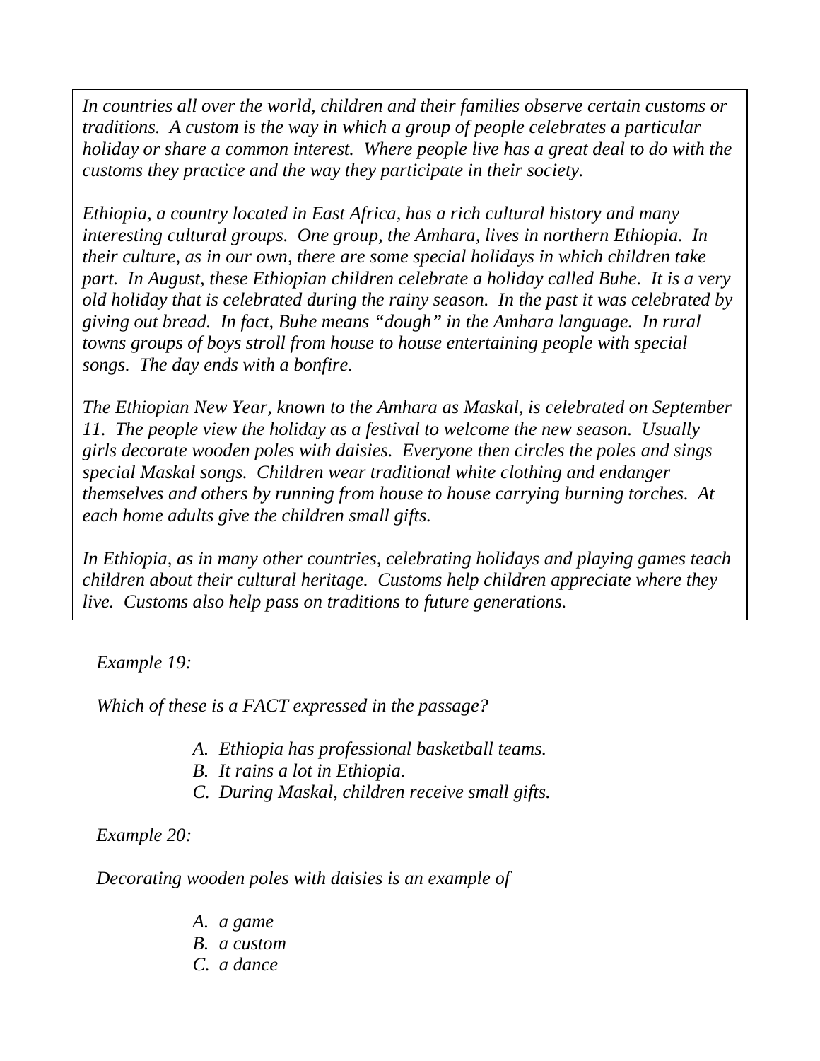*In countries all over the world, children and their families observe certain customs or traditions. A custom is the way in which a group of people celebrates a particular holiday or share a common interest. Where people live has a great deal to do with the customs they practice and the way they participate in their society.*

*Ethiopia, a country located in East Africa, has a rich cultural history and many interesting cultural groups. One group, the Amhara, lives in northern Ethiopia. In their culture, as in our own, there are some special holidays in which children take part. In August, these Ethiopian children celebrate a holiday called Buhe. It is a very old holiday that is celebrated during the rainy season. In the past it was celebrated by giving out bread. In fact, Buhe means "dough" in the Amhara language. In rural towns groups of boys stroll from house to house entertaining people with special songs. The day ends with a bonfire.*

*The Ethiopian New Year, known to the Amhara as Maskal, is celebrated on September 11. The people view the holiday as a festival to welcome the new season. Usually girls decorate wooden poles with daisies. Everyone then circles the poles and sings special Maskal songs. Children wear traditional white clothing and endanger themselves and others by running from house to house carrying burning torches. At each home adults give the children small gifts.*

*In Ethiopia, as in many other countries, celebrating holidays and playing games teach children about their cultural heritage. Customs help children appreciate where they live. Customs also help pass on traditions to future generations.*

*Example 19:*

*Which of these is a FACT expressed in the passage?*

*A. Ethiopia has professional basketball teams.*
*B. It rains a lot in Ethiopia.*
*C. During Maskal, children receive small gifts.*

*Example 20:*

*Decorating wooden poles with daisies is an example of*

*A. a game*
*B. a custom*
*C. a dance*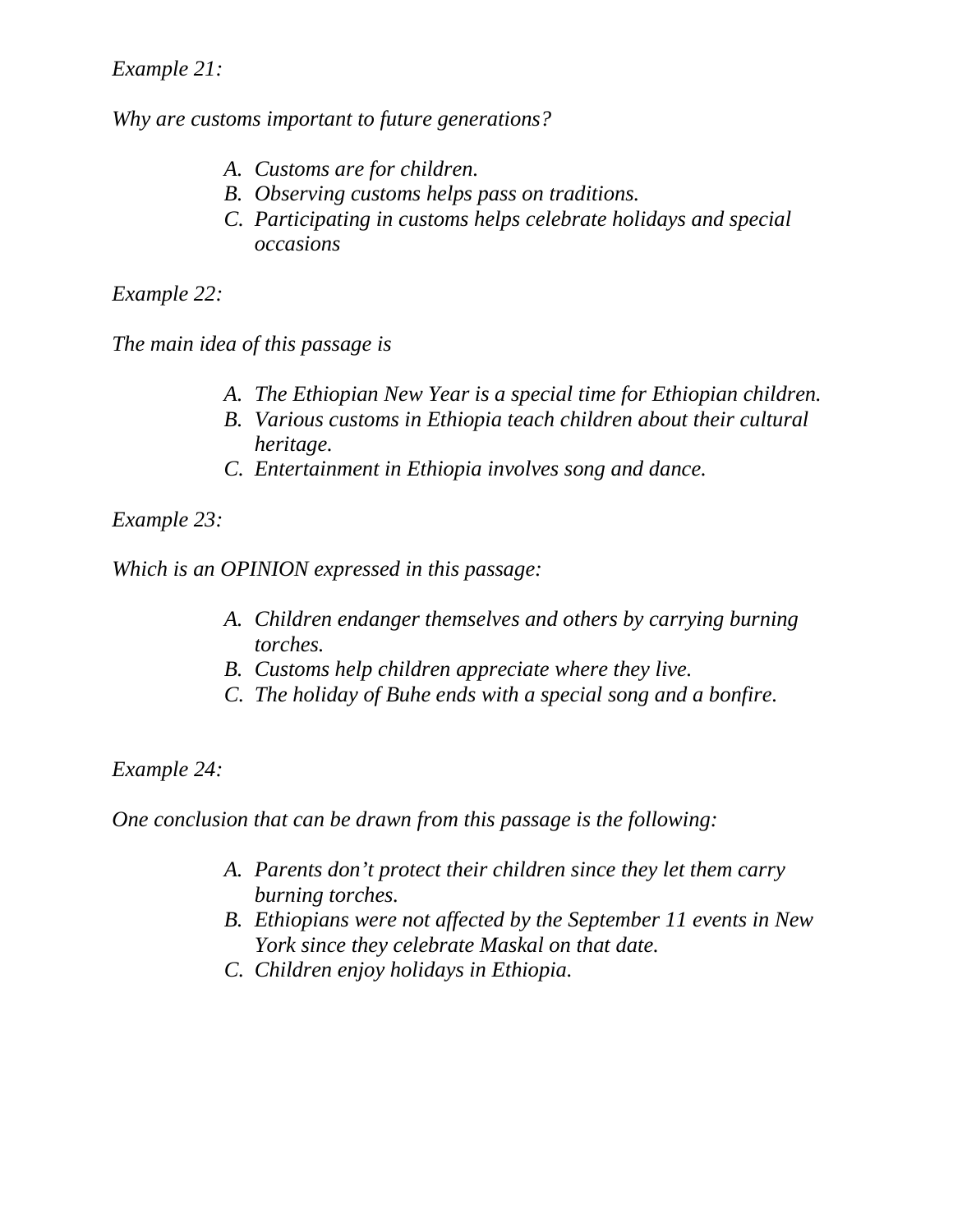*Example 21:*

*Why are customs important to future generations?*

- A. *Customs are for children.*
- B. *Observing customs helps pass on traditions.*
- C. *Participating in customs helps celebrate holidays and special occasions*

*Example 22:*

*The main idea of this passage is*

- A. *The Ethiopian New Year is a special time for Ethiopian children.*
- B. *Various customs in Ethiopia teach children about their cultural heritage.*
- C. *Entertainment in Ethiopia involves song and dance.*

*Example 23:*

*Which is an OPINION expressed in this passage:*

- A. *Children endanger themselves and others by carrying burning torches.*
- B. *Customs help children appreciate where they live.*
- C. *The holiday of Buhe ends with a special song and a bonfire.*

*Example 24:*

*One conclusion that can be drawn from this passage is the following:*

- A. *Parents don't protect their children since they let them carry burning torches.*
- B. *Ethiopians were not affected by the September 11 events in New York since they celebrate Maskal on that date.*
- C. *Children enjoy holidays in Ethiopia.*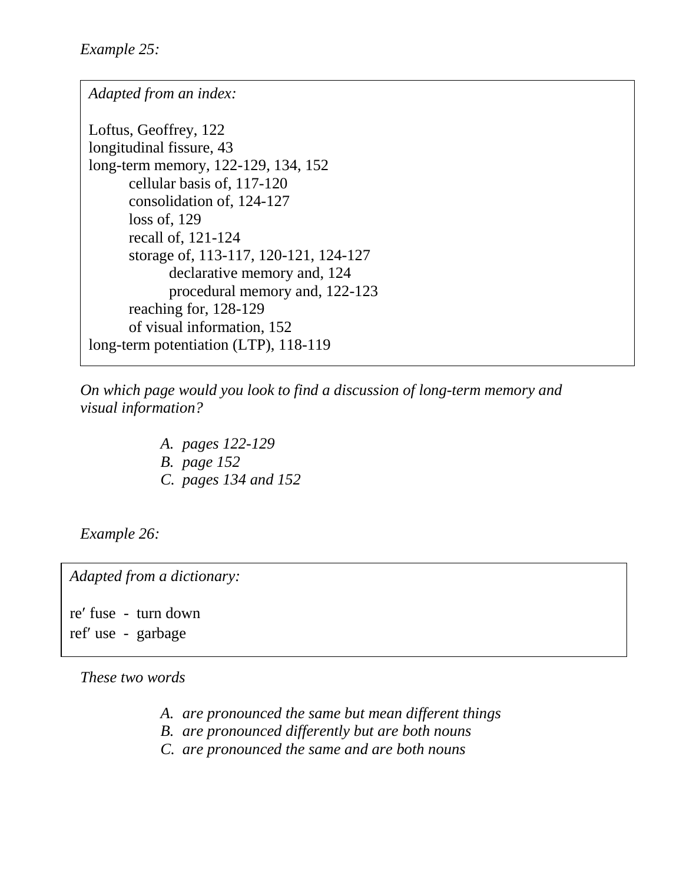*Example 25:*

*Adapted from an index:*

Loftus, Geoffrey, 122
longitudinal fissure, 43
long-term memory, 122-129, 134, 152
    cellular basis of, 117-120
    consolidation of, 124-127
    loss of, 129
    recall of, 121-124
    storage of, 113-117, 120-121, 124-127
        declarative memory and, 124
        procedural memory and, 122-123
    reaching for, 128-129
    of visual information, 152
long-term potentiation (LTP), 118-119

*On which page would you look to find a discussion of long-term memory and visual information?*

- *A. pages 122-129*
- *B. page 152*
- *C. pages 134 and 152*

*Example 26:*

*Adapted from a dictionary:*

re′ fuse - turn down
ref′ use - garbage

*These two words*

- *A. are pronounced the same but mean different things*
- *B. are pronounced differently but are both nouns*
- *C. are pronounced the same and are both nouns*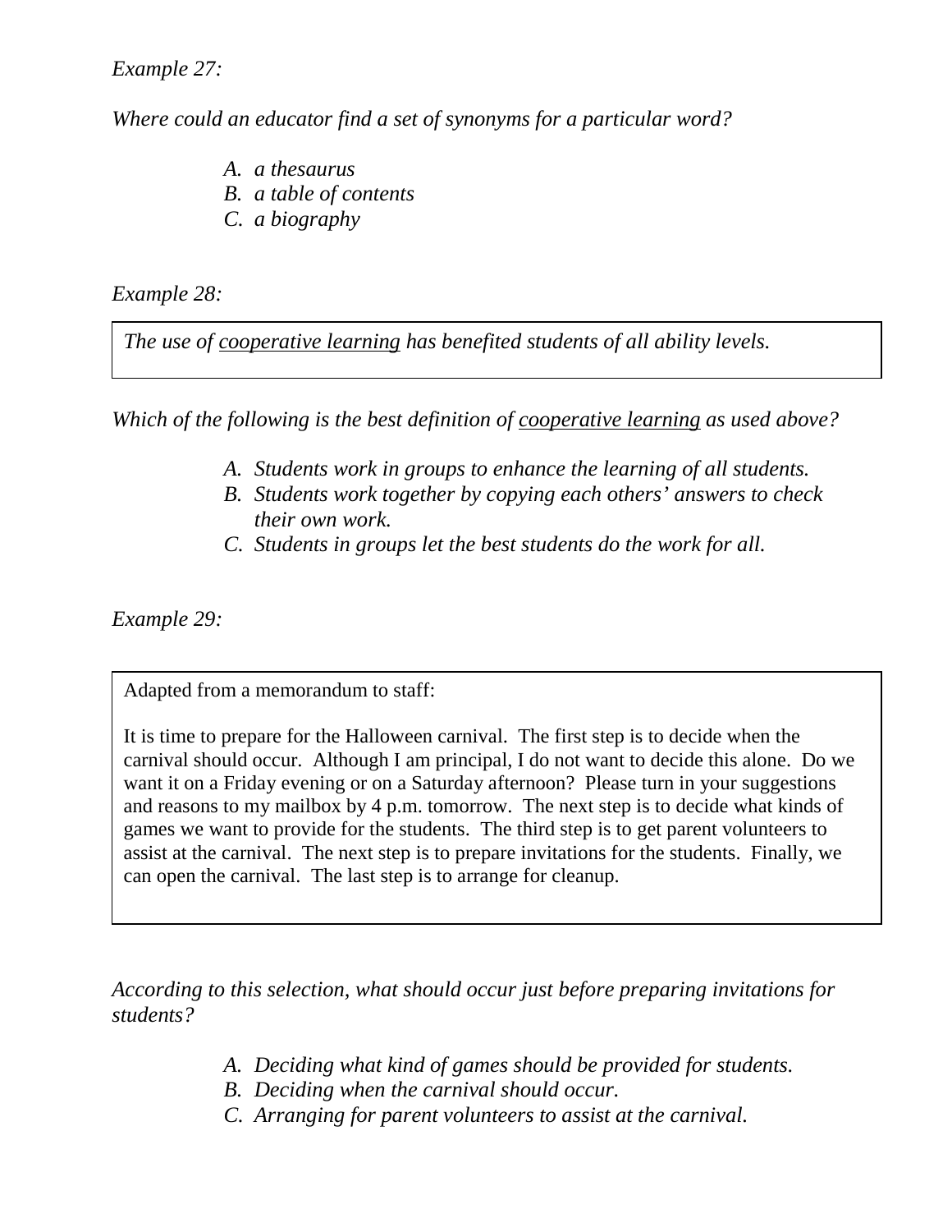*Example 27:*

*Where could an educator find a set of synonyms for a particular word?*

- *A. a thesaurus*
- *B. a table of contents*
- *C. a biography*

*Example 28:*

> *The use of <u>cooperative learning</u> has benefited students of all ability levels.*

*Which of the following is the best definition of <u>cooperative learning</u> as used above?*

- *A. Students work in groups to enhance the learning of all students.*
- *B. Students work together by copying each others' answers to check their own work.*
- *C. Students in groups let the best students do the work for all.*

*Example 29:*

> Adapted from a memorandum to staff:
>
> It is time to prepare for the Halloween carnival. The first step is to decide when the carnival should occur. Although I am principal, I do not want to decide this alone. Do we want it on a Friday evening or on a Saturday afternoon? Please turn in your suggestions and reasons to my mailbox by 4 p.m. tomorrow. The next step is to decide what kinds of games we want to provide for the students. The third step is to get parent volunteers to assist at the carnival. The next step is to prepare invitations for the students. Finally, we can open the carnival. The last step is to arrange for cleanup.

*According to this selection, what should occur just before preparing invitations for students?*

- *A. Deciding what kind of games should be provided for students.*
- *B. Deciding when the carnival should occur.*
- *C. Arranging for parent volunteers to assist at the carnival.*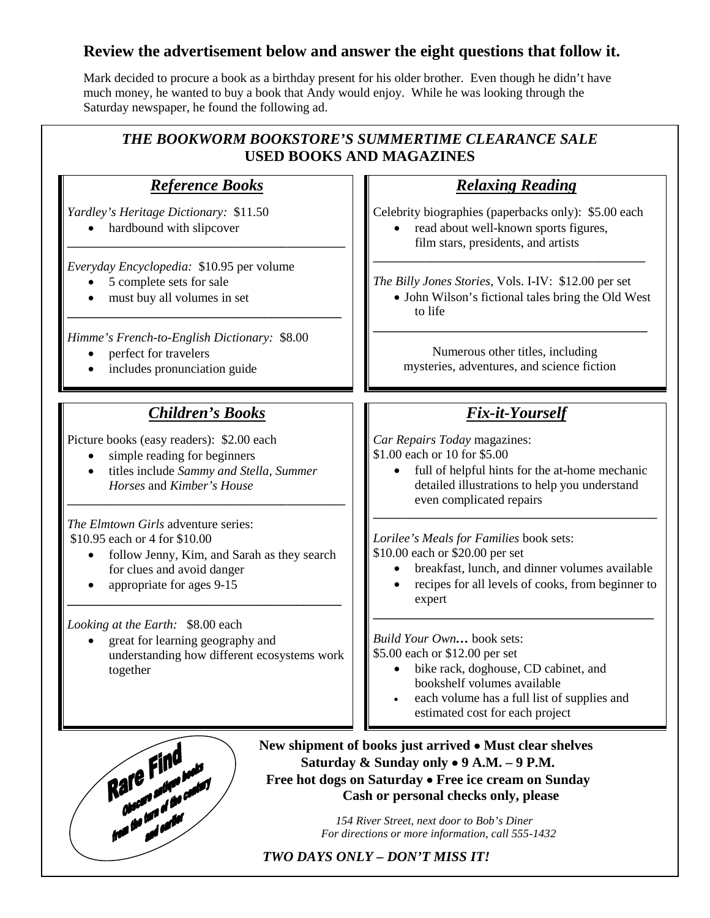## Review the advertisement below and answer the eight questions that follow it.

Mark decided to procure a book as a birthday present for his older brother. Even though he didn't have much money, he wanted to buy a book that Andy would enjoy. While he was looking through the Saturday newspaper, he found the following ad.

---

### *THE BOOKWORM BOOKSTORE'S SUMMERTIME CLEARANCE SALE*
### USED BOOKS AND MAGAZINES

#### *Reference Books*

*Yardley's Heritage Dictionary:* $11.50
- hardbound with slipcover

*Everyday Encyclopedia:* $10.95 per volume
- 5 complete sets for sale
- must buy all volumes in set

*Himme's French-to-English Dictionary:* $8.00
- perfect for travelers
- includes pronunciation guide

#### *Relaxing Reading*

Celebrity biographies (paperbacks only): $5.00 each
- read about well-known sports figures, film stars, presidents, and artists

*The Billy Jones Stories,* Vols. I-IV: $12.00 per set
- John Wilson's fictional tales bring the Old West to life

Numerous other titles, including mysteries, adventures, and science fiction

#### *Children's Books*

Picture books (easy readers): $2.00 each
- simple reading for beginners
- titles include *Sammy and Stella, Summer Horses* and *Kimber's House*

*The Elmtown Girls* adventure series:
$10.95 each or 4 for $10.00
- follow Jenny, Kim, and Sarah as they search for clues and avoid danger
- appropriate for ages 9-15

*Looking at the Earth:* $8.00 each
- great for learning geography and understanding how different ecosystems work together

#### *Fix-it-Yourself*

*Car Repairs Today* magazines:
$1.00 each or 10 for $5.00
- full of helpful hints for the at-home mechanic detailed illustrations to help you understand even complicated repairs

*Lorilee's Meals for Families* book sets:
$10.00 each or $20.00 per set
- breakfast, lunch, and dinner volumes available
- recipes for all levels of cooks, from beginner to expert

*Build Your Own…* book sets:
$5.00 each or $12.00 per set
- bike rack, doghouse, CD cabinet, and bookshelf volumes available
- each volume has a full list of supplies and estimated cost for each project

**Rare Find**
Obscure antique books from the turn of the century and earlier

**New shipment of books just arrived • Must clear shelves**
**Saturday & Sunday only • 9 A.M. – 9 P.M.**
**Free hot dogs on Saturday • Free ice cream on Sunday**
**Cash or personal checks only, please**

*154 River Street, next door to Bob's Diner*
*For directions or more information, call 555-1432*

***TWO DAYS ONLY – DON'T MISS IT!***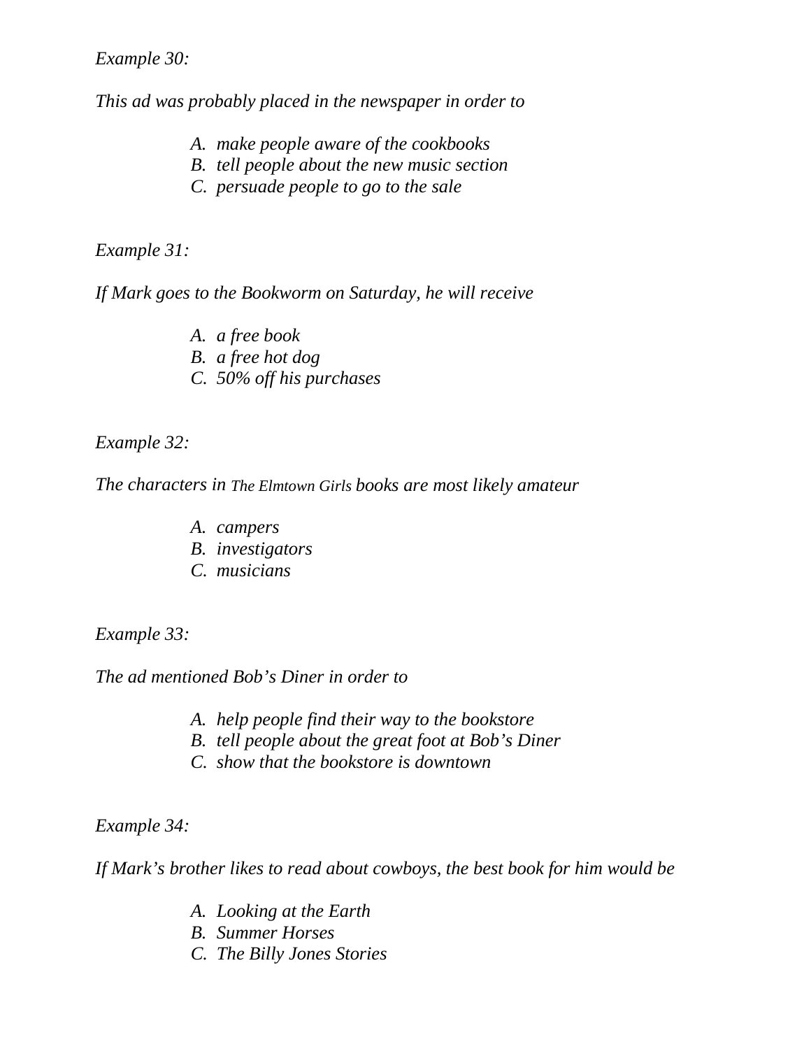*Example 30:*

*This ad was probably placed in the newspaper in order to*

- *A. make people aware of the cookbooks*
- *B. tell people about the new music section*
- *C. persuade people to go to the sale*

*Example 31:*

*If Mark goes to the Bookworm on Saturday, he will receive*

- *A. a free book*
- *B. a free hot dog*
- *C. 50% off his purchases*

*Example 32:*

*The characters in The Elmtown Girls books are most likely amateur*

- *A. campers*
- *B. investigators*
- *C. musicians*

*Example 33:*

*The ad mentioned Bob's Diner in order to*

- *A. help people find their way to the bookstore*
- *B. tell people about the great foot at Bob's Diner*
- *C. show that the bookstore is downtown*

*Example 34:*

*If Mark's brother likes to read about cowboys, the best book for him would be*

- *A. Looking at the Earth*
- *B. Summer Horses*
- *C. The Billy Jones Stories*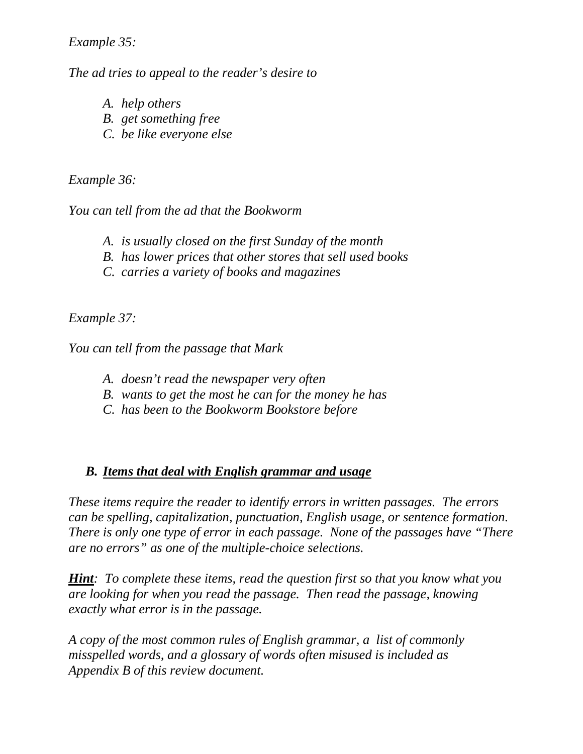*Example 35:*

*The ad tries to appeal to the reader's desire to*

- *A. help others*
- *B. get something free*
- *C. be like everyone else*

*Example 36:*

*You can tell from the ad that the Bookworm*

- *A. is usually closed on the first Sunday of the month*
- *B. has lower prices that other stores that sell used books*
- *C. carries a variety of books and magazines*

*Example 37:*

*You can tell from the passage that Mark*

- *A. doesn't read the newspaper very often*
- *B. wants to get the most he can for the money he has*
- *C. has been to the Bookworm Bookstore before*

### *B. **Items that deal with English grammar and usage***

*These items require the reader to identify errors in written passages. The errors can be spelling, capitalization, punctuation, English usage, or sentence formation. There is only one type of error in each passage. None of the passages have "There are no errors" as one of the multiple-choice selections.*

***Hint**: To complete these items, read the question first so that you know what you are looking for when you read the passage. Then read the passage, knowing exactly what error is in the passage.*

*A copy of the most common rules of English grammar, a list of commonly misspelled words, and a glossary of words often misused is included as Appendix B of this review document.*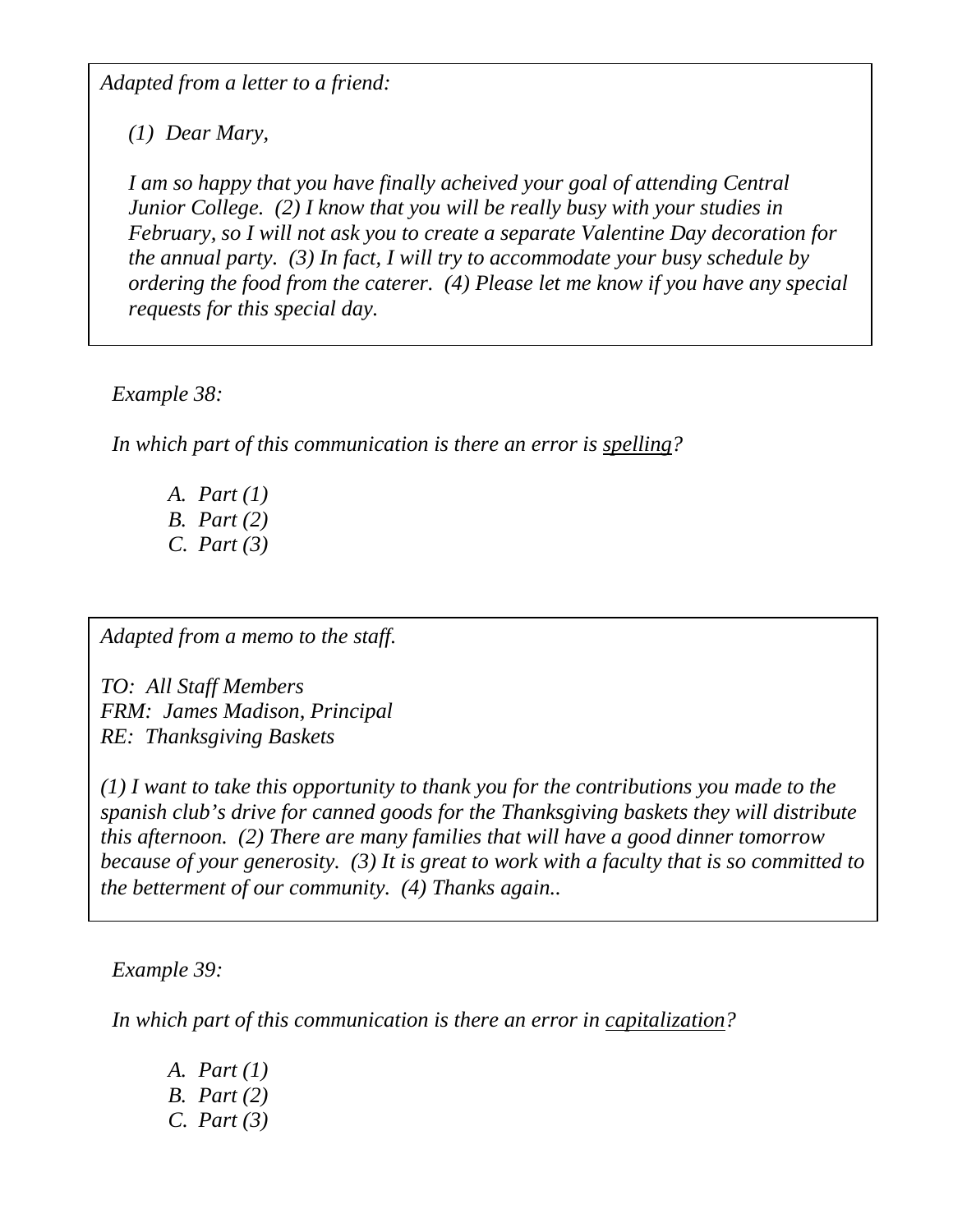*Adapted from a letter to a friend:*

*(1) Dear Mary,*

*I am so happy that you have finally acheived your goal of attending Central Junior College. (2) I know that you will be really busy with your studies in February, so I will not ask you to create a separate Valentine Day decoration for the annual party. (3) In fact, I will try to accommodate your busy schedule by ordering the food from the caterer. (4) Please let me know if you have any special requests for this special day.*

*Example 38:*

*In which part of this communication is there an error is spelling?*

*A. Part (1)*
*B. Part (2)*
*C. Part (3)*

*Adapted from a memo to the staff.*

*TO: All Staff Members*
*FRM: James Madison, Principal*
*RE: Thanksgiving Baskets*

*(1) I want to take this opportunity to thank you for the contributions you made to the spanish club's drive for canned goods for the Thanksgiving baskets they will distribute this afternoon. (2) There are many families that will have a good dinner tomorrow because of your generosity. (3) It is great to work with a faculty that is so committed to the betterment of our community. (4) Thanks again..*

*Example 39:*

*In which part of this communication is there an error in capitalization?*

*A. Part (1)*
*B. Part (2)*
*C. Part (3)*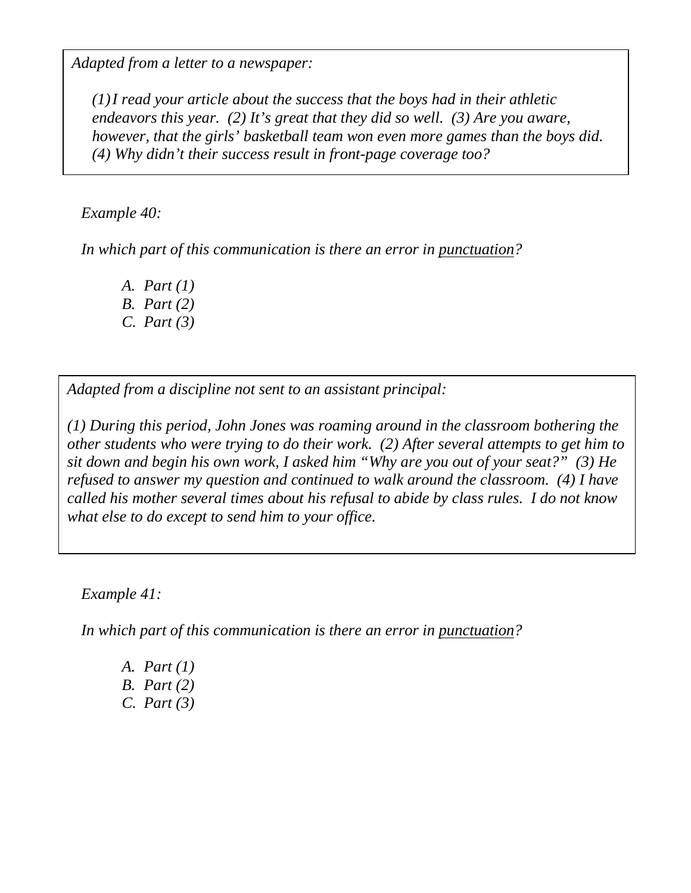*Adapted from a letter to a newspaper:*

> *(1) I read your article about the success that the boys had in their athletic endeavors this year. (2) It's great that they did so well. (3) Are you aware, however, that the girls' basketball team won even more games than the boys did. (4) Why didn't their success result in front-page coverage too?*

*Example 40:*

*In which part of this communication is there an error in <u>punctuation</u>?*

- *A. Part (1)*
- *B. Part (2)*
- *C. Part (3)*

*Adapted from a discipline not sent to an assistant principal:*

> *(1) During this period, John Jones was roaming around in the classroom bothering the other students who were trying to do their work. (2) After several attempts to get him to sit down and begin his own work, I asked him "Why are you out of your seat?" (3) He refused to answer my question and continued to walk around the classroom. (4) I have called his mother several times about his refusal to abide by class rules. I do not know what else to do except to send him to your office.*

*Example 41:*

*In which part of this communication is there an error in <u>punctuation</u>?*

- *A. Part (1)*
- *B. Part (2)*
- *C. Part (3)*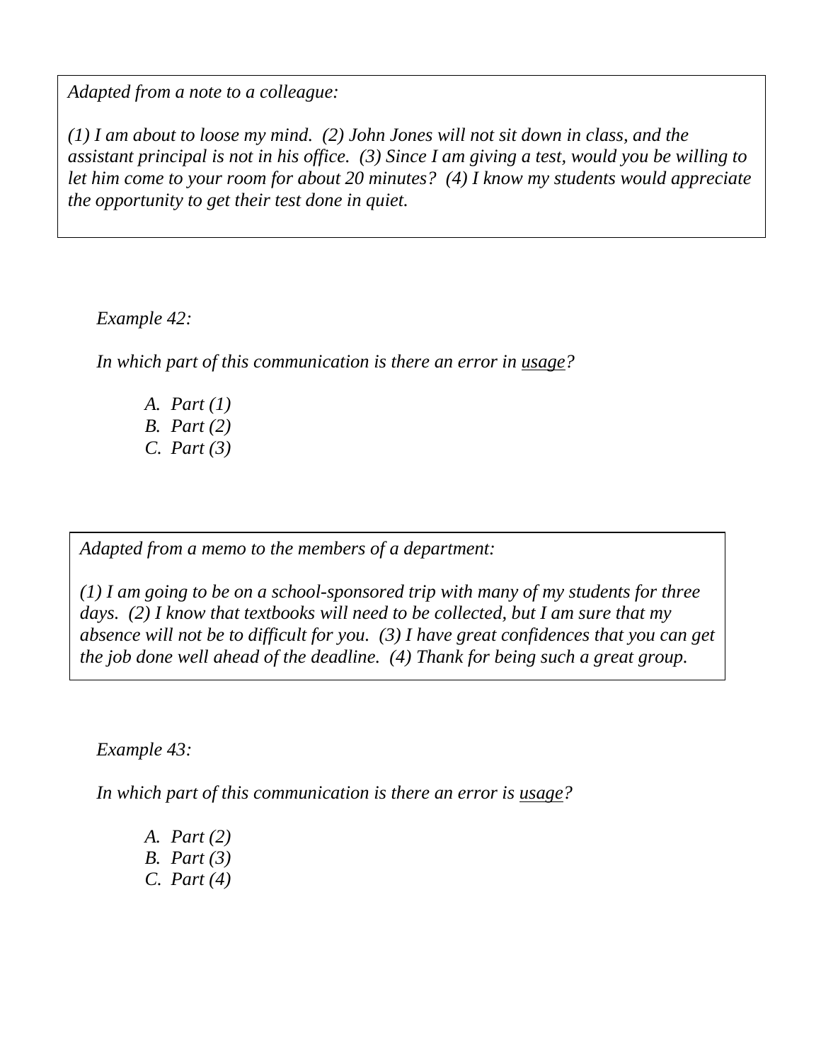*Adapted from a note to a colleague:*

*(1) I am about to loose my mind. (2) John Jones will not sit down in class, and the assistant principal is not in his office. (3) Since I am giving a test, would you be willing to let him come to your room for about 20 minutes? (4) I know my students would appreciate the opportunity to get their test done in quiet.*

*Example 42:*

*In which part of this communication is there an error in <u>usage</u>?*

*A. Part (1)*
*B. Part (2)*
*C. Part (3)*

*Adapted from a memo to the members of a department:*

*(1) I am going to be on a school-sponsored trip with many of my students for three days. (2) I know that textbooks will need to be collected, but I am sure that my absence will not be to difficult for you. (3) I have great confidences that you can get the job done well ahead of the deadline. (4) Thank for being such a great group.*

*Example 43:*

*In which part of this communication is there an error is <u>usage</u>?*

*A. Part (2)*
*B. Part (3)*
*C. Part (4)*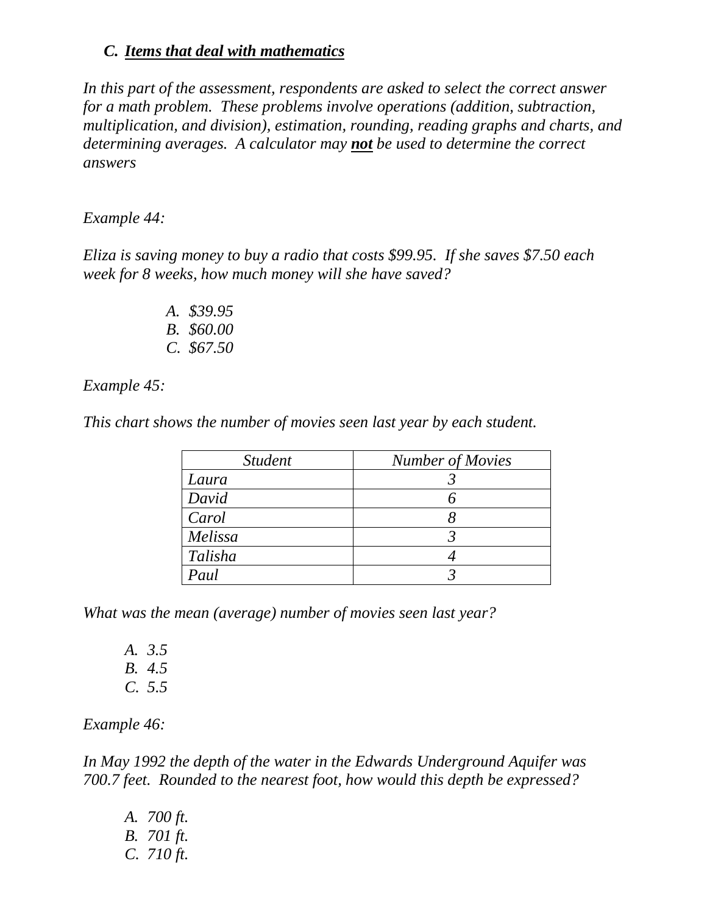### C. ***Items that deal with mathematics***

*In this part of the assessment, respondents are asked to select the correct answer for a math problem. These problems involve operations (addition, subtraction, multiplication, and division), estimation, rounding, reading graphs and charts, and determining averages. A calculator may **not** be used to determine the correct answers*

*Example 44:*

*Eliza is saving money to buy a radio that costs $99.95. If she saves $7.50 each week for 8 weeks, how much money will she have saved?*

- *A. $39.95*
- *B. $60.00*
- *C. $67.50*

*Example 45:*

*This chart shows the number of movies seen last year by each student.*

| *Student* | *Number of Movies* |
|---|---|
| *Laura* | *3* |
| *David* | *6* |
| *Carol* | *8* |
| *Melissa* | *3* |
| *Talisha* | *4* |
| *Paul* | *3* |

*What was the mean (average) number of movies seen last year?*

- *A. 3.5*
- *B. 4.5*
- *C. 5.5*

*Example 46:*

*In May 1992 the depth of the water in the Edwards Underground Aquifer was 700.7 feet. Rounded to the nearest foot, how would this depth be expressed?*

- *A. 700 ft.*
- *B. 701 ft.*
- *C. 710 ft.*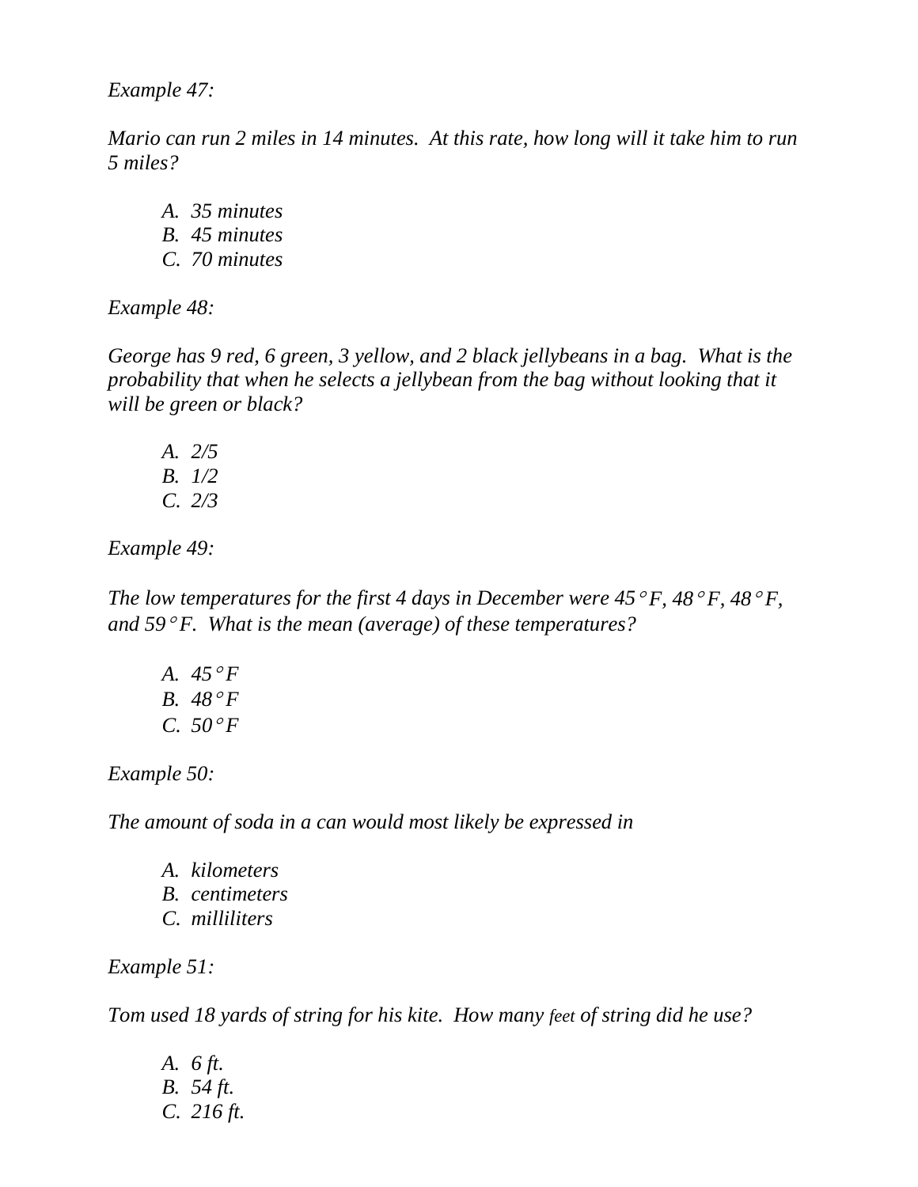*Example 47:*

*Mario can run 2 miles in 14 minutes. At this rate, how long will it take him to run 5 miles?*

- *A. 35 minutes*
- *B. 45 minutes*
- *C. 70 minutes*

*Example 48:*

*George has 9 red, 6 green, 3 yellow, and 2 black jellybeans in a bag. What is the probability that when he selects a jellybean from the bag without looking that it will be green or black?*

- *A. 2/5*
- *B. 1/2*
- *C. 2/3*

*Example 49:*

*The low temperatures for the first 4 days in December were 45°F, 48°F, 48°F, and 59°F. What is the mean (average) of these temperatures?*

- *A. 45°F*
- *B. 48°F*
- *C. 50°F*

*Example 50:*

*The amount of soda in a can would most likely be expressed in*

- *A. kilometers*
- *B. centimeters*
- *C. milliliters*

*Example 51:*

*Tom used 18 yards of string for his kite. How many feet of string did he use?*

- *A. 6 ft.*
- *B. 54 ft.*
- *C. 216 ft.*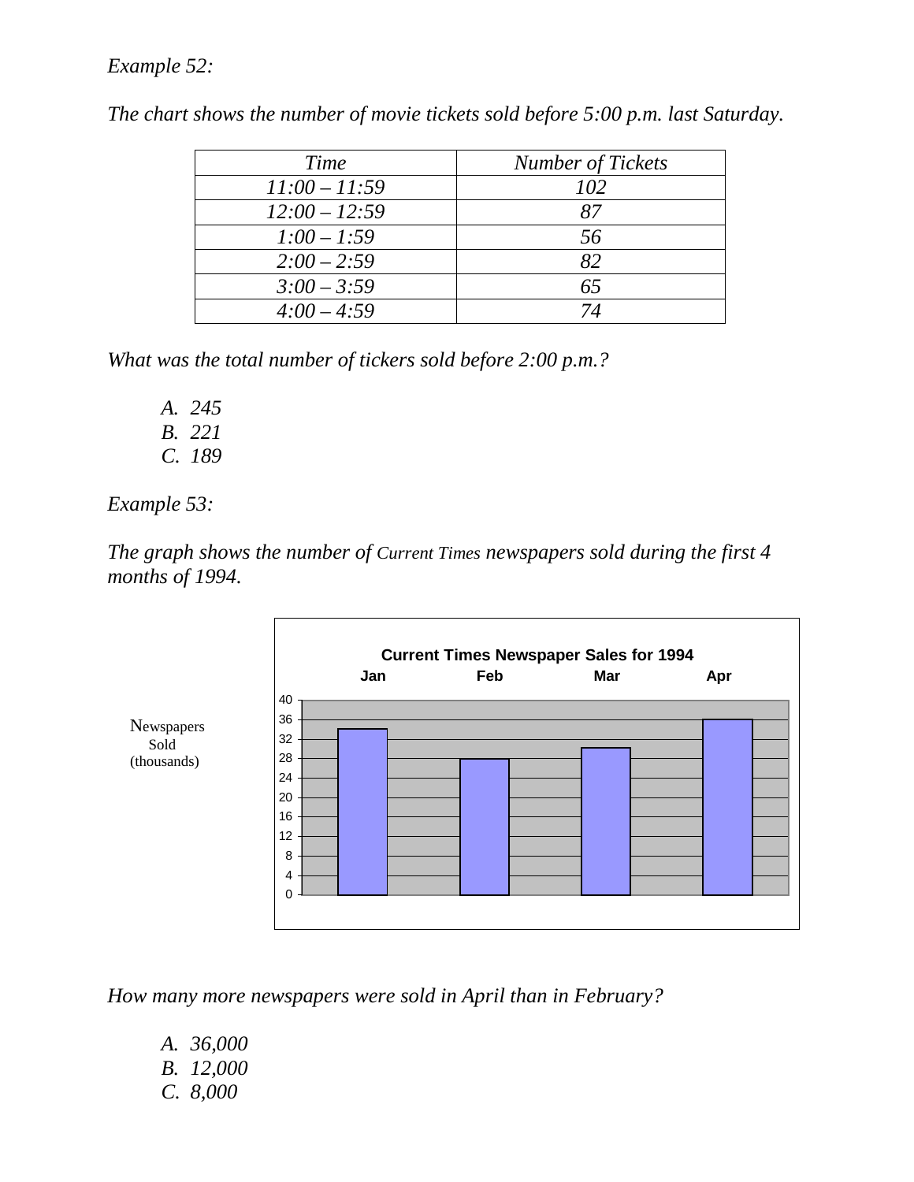*Example 52:*

*The chart shows the number of movie tickets sold before 5:00 p.m. last Saturday.*

| *Time* | *Number of Tickets* |
|---|---|
| *11:00 – 11:59* | *102* |
| *12:00 – 12:59* | *87* |
| *1:00 – 1:59* | *56* |
| *2:00 – 2:59* | *82* |
| *3:00 – 3:59* | *65* |
| *4:00 – 4:59* | *74* |

*What was the total number of tickers sold before 2:00 p.m.?*

*A. 245*
*B. 221*
*C. 189*

*Example 53:*

*The graph shows the number of Current Times newspapers sold during the first 4 months of 1994.*

**Current Times Newspaper Sales for 1994**

**Jan** **Feb** **Mar** **Apr**

Newspapers Sold (thousands)

40
36
32
28
24
20
16
12
8
4
0

*How many more newspapers were sold in April than in February?*

*A. 36,000*
*B. 12,000*
*C. 8,000*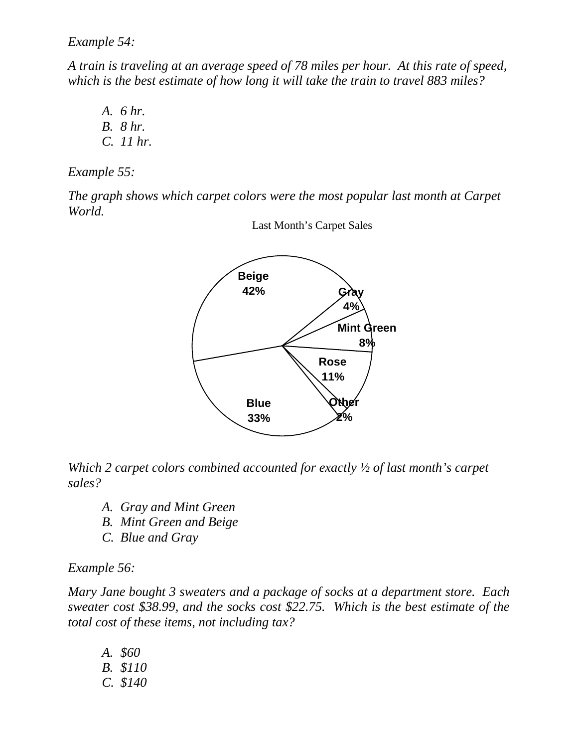*Example 54:*

*A train is traveling at an average speed of 78 miles per hour. At this rate of speed, which is the best estimate of how long it will take the train to travel 883 miles?*

*A. 6 hr.*
*B. 8 hr.*
*C. 11 hr.*

*Example 55:*

*The graph shows which carpet colors were the most popular last month at Carpet World.*

Last Month's Carpet Sales

| Color | Percent |
|---|---|
| Beige | 42% |
| Gray | 4% |
| Mint Green | 8% |
| Rose | 11% |
| Other | 2% |
| Blue | 33% |

*Which 2 carpet colors combined accounted for exactly ½ of last month's carpet sales?*

*A. Gray and Mint Green*
*B. Mint Green and Beige*
*C. Blue and Gray*

*Example 56:*

*Mary Jane bought 3 sweaters and a package of socks at a department store. Each sweater cost $38.99, and the socks cost $22.75. Which is the best estimate of the total cost of these items, not including tax?*

*A. $60*
*B. $110*
*C. $140*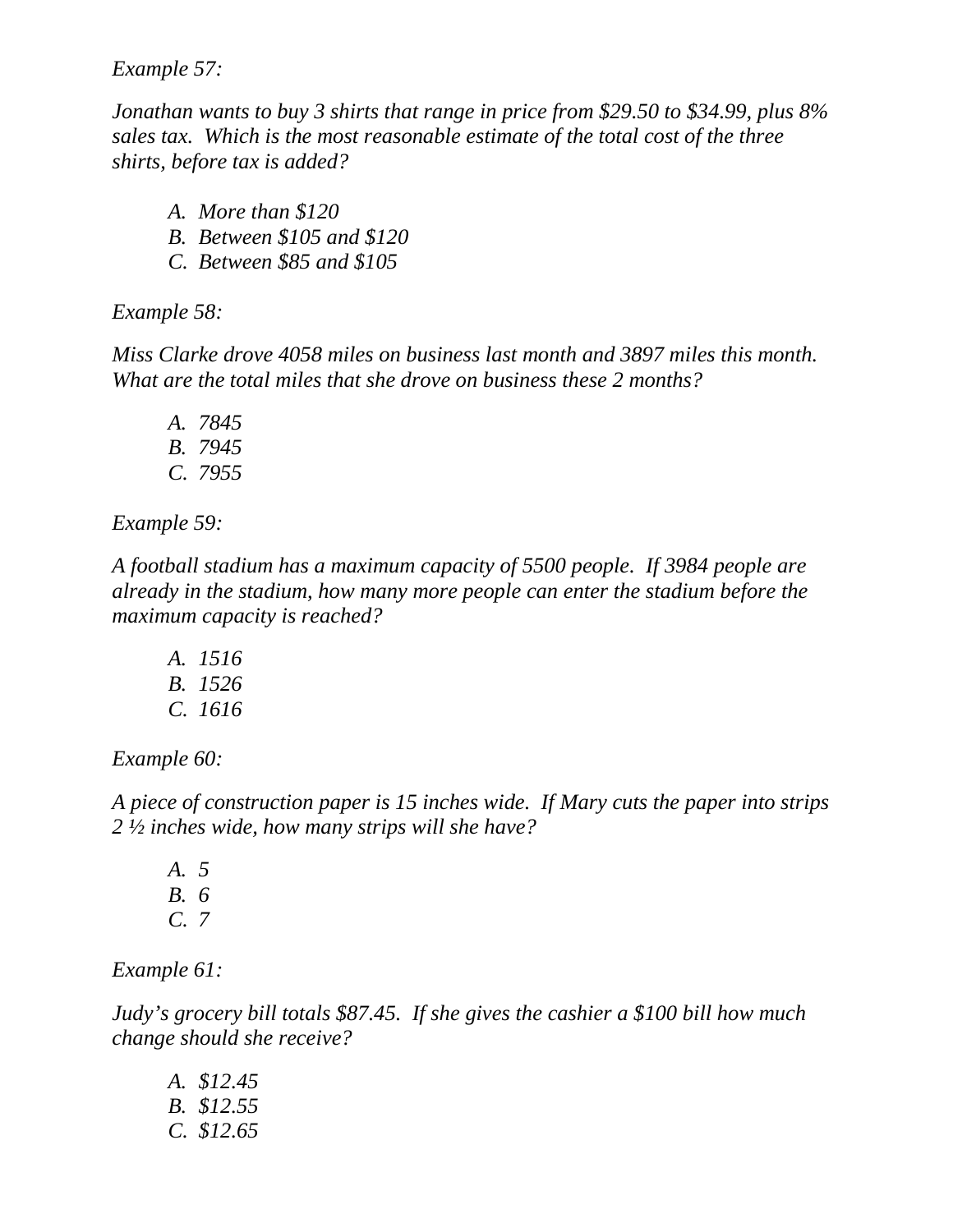*Example 57:*

*Jonathan wants to buy 3 shirts that range in price from $29.50 to $34.99, plus 8% sales tax. Which is the most reasonable estimate of the total cost of the three shirts, before tax is added?*

*A. More than $120*
*B. Between $105 and $120*
*C. Between $85 and $105*

*Example 58:*

*Miss Clarke drove 4058 miles on business last month and 3897 miles this month. What are the total miles that she drove on business these 2 months?*

*A. 7845*
*B. 7945*
*C. 7955*

*Example 59:*

*A football stadium has a maximum capacity of 5500 people. If 3984 people are already in the stadium, how many more people can enter the stadium before the maximum capacity is reached?*

*A. 1516*
*B. 1526*
*C. 1616*

*Example 60:*

*A piece of construction paper is 15 inches wide. If Mary cuts the paper into strips 2 ½ inches wide, how many strips will she have?*

*A. 5*
*B. 6*
*C. 7*

*Example 61:*

*Judy's grocery bill totals $87.45. If she gives the cashier a $100 bill how much change should she receive?*

*A. $12.45*
*B. $12.55*
*C. $12.65*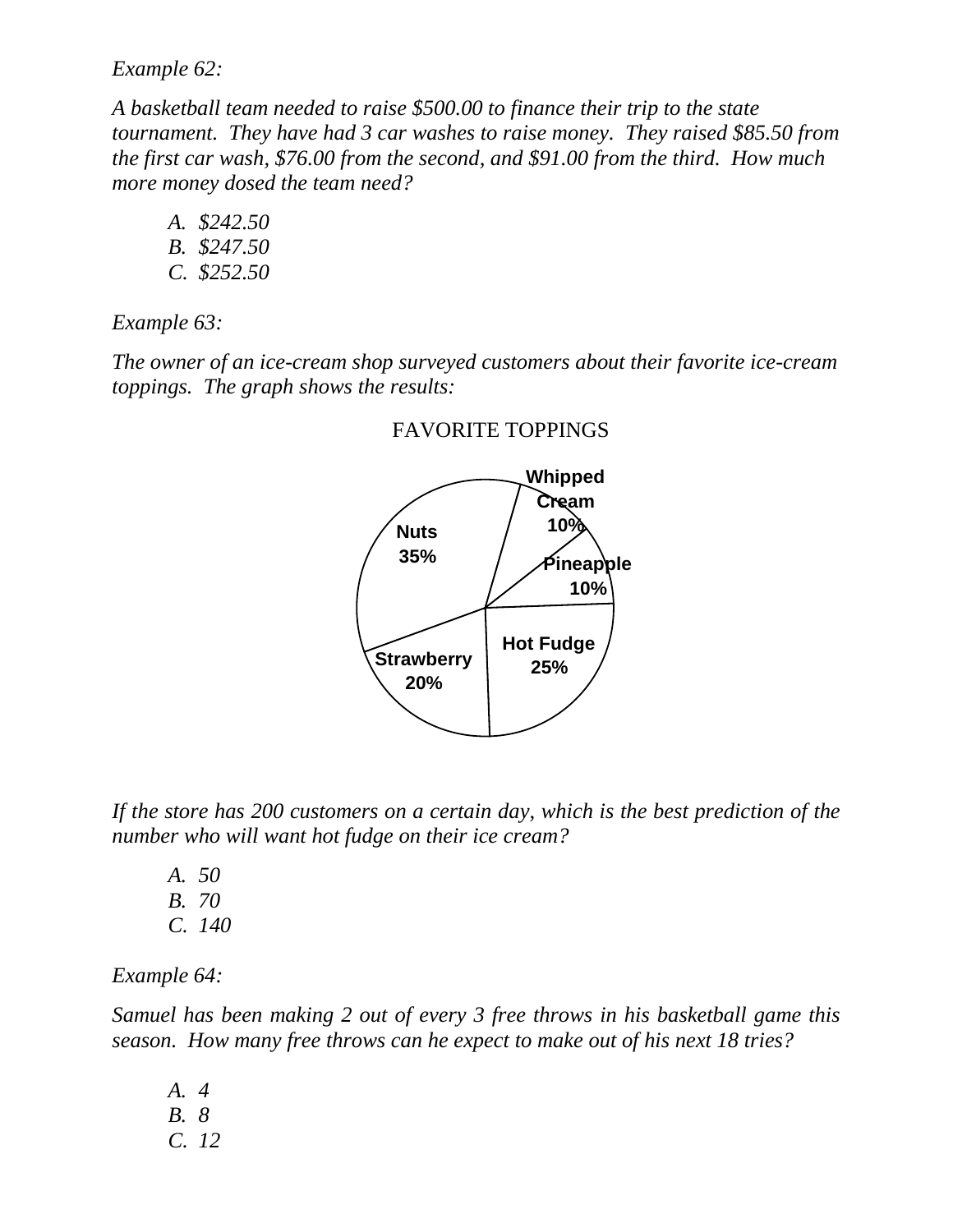*Example 62:*

*A basketball team needed to raise $500.00 to finance their trip to the state tournament. They have had 3 car washes to raise money. They raised $85.50 from the first car wash, $76.00 from the second, and $91.00 from the third. How much more money dosed the team need?*

*A. $242.50*
*B. $247.50*
*C. $252.50*

*Example 63:*

*The owner of an ice-cream shop surveyed customers about their favorite ice-cream toppings. The graph shows the results:*

FAVORITE TOPPINGS

| Topping | Percent |
| --- | --- |
| Whipped Cream | 10% |
| Pineapple | 10% |
| Hot Fudge | 25% |
| Strawberry | 20% |
| Nuts | 35% |

*If the store has 200 customers on a certain day, which is the best prediction of the number who will want hot fudge on their ice cream?*

*A. 50*
*B. 70*
*C. 140*

*Example 64:*

*Samuel has been making 2 out of every 3 free throws in his basketball game this season. How many free throws can he expect to make out of his next 18 tries?*

*A. 4*
*B. 8*
*C. 12*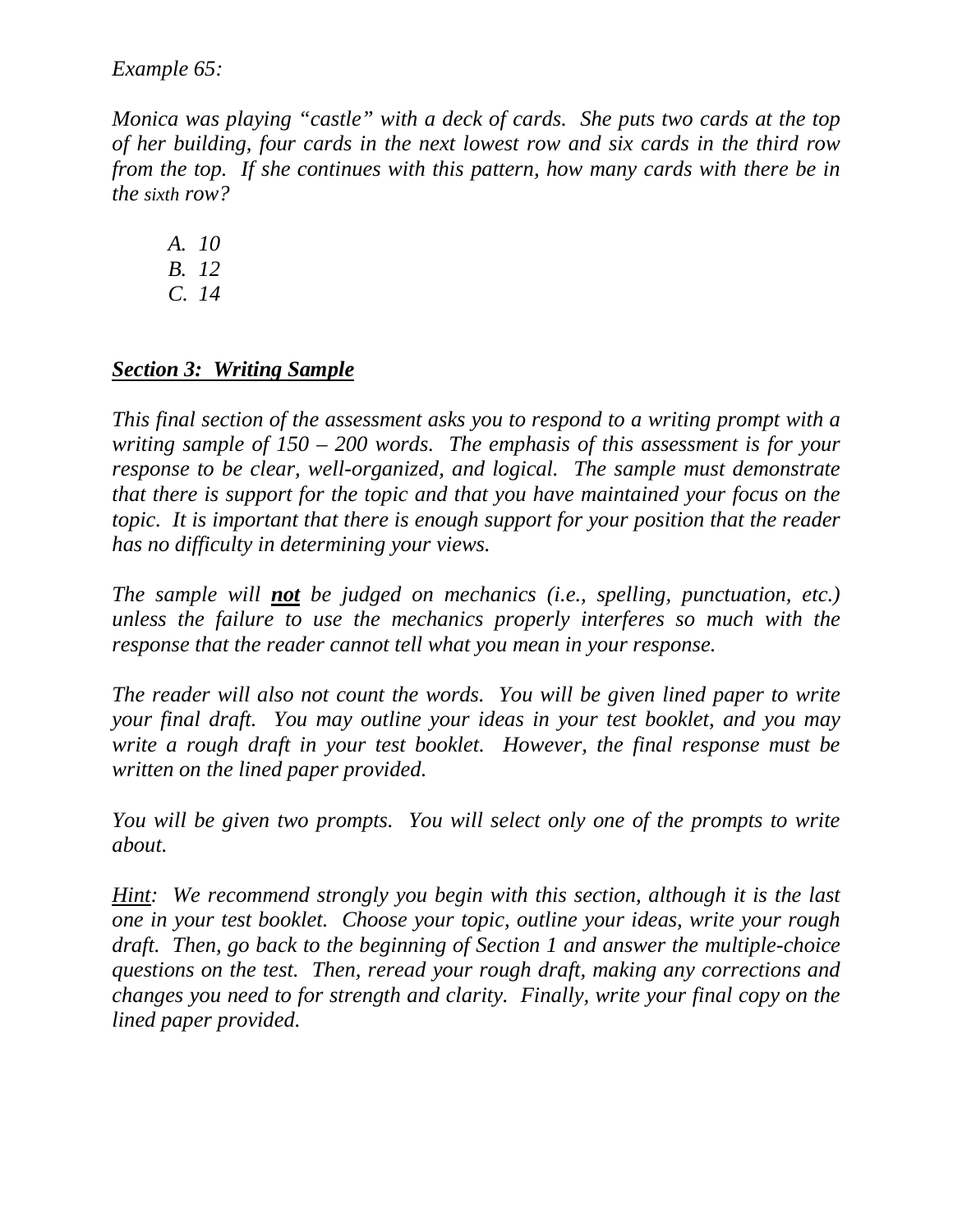*Example 65:*

*Monica was playing "castle" with a deck of cards. She puts two cards at the top of her building, four cards in the next lowest row and six cards in the third row from the top. If she continues with this pattern, how many cards with there be in the sixth row?*

*A. 10*
*B. 12*
*C. 14*

## ***Section 3: Writing Sample***

*This final section of the assessment asks you to respond to a writing prompt with a writing sample of 150 – 200 words. The emphasis of this assessment is for your response to be clear, well-organized, and logical. The sample must demonstrate that there is support for the topic and that you have maintained your focus on the topic. It is important that there is enough support for your position that the reader has no difficulty in determining your views.*

*The sample will* ***not*** *be judged on mechanics (i.e., spelling, punctuation, etc.) unless the failure to use the mechanics properly interferes so much with the response that the reader cannot tell what you mean in your response.*

*The reader will also not count the words. You will be given lined paper to write your final draft. You may outline your ideas in your test booklet, and you may write a rough draft in your test booklet. However, the final response must be written on the lined paper provided.*

*You will be given two prompts. You will select only one of the prompts to write about.*

*Hint: We recommend strongly you begin with this section, although it is the last one in your test booklet. Choose your topic, outline your ideas, write your rough draft. Then, go back to the beginning of Section 1 and answer the multiple-choice questions on the test. Then, reread your rough draft, making any corrections and changes you need to for strength and clarity. Finally, write your final copy on the lined paper provided.*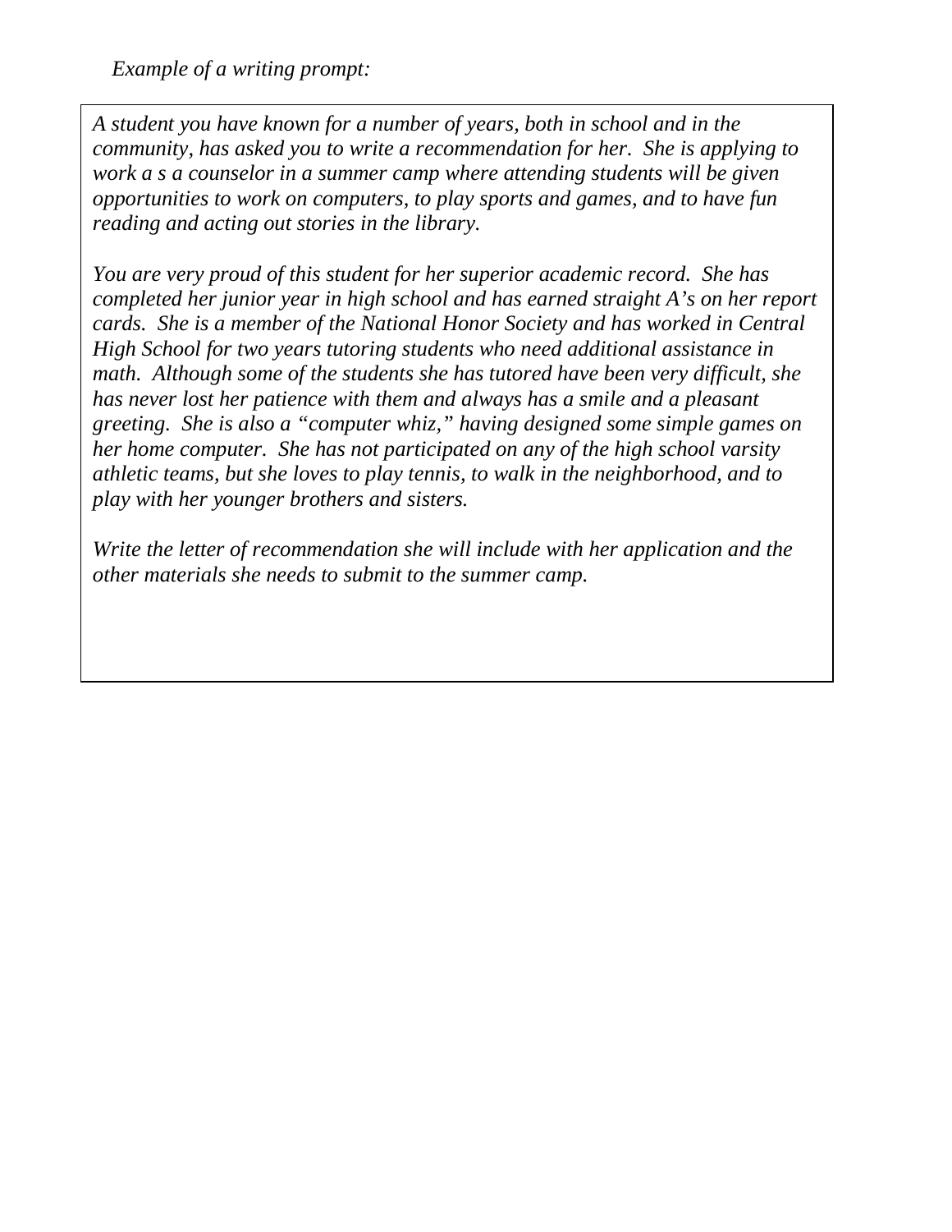*Example of a writing prompt:*

*A student you have known for a number of years, both in school and in the community, has asked you to write a recommendation for her. She is applying to work a s a counselor in a summer camp where attending students will be given opportunities to work on computers, to play sports and games, and to have fun reading and acting out stories in the library.*

*You are very proud of this student for her superior academic record. She has completed her junior year in high school and has earned straight A's on her report cards. She is a member of the National Honor Society and has worked in Central High School for two years tutoring students who need additional assistance in math. Although some of the students she has tutored have been very difficult, she has never lost her patience with them and always has a smile and a pleasant greeting. She is also a "computer whiz," having designed some simple games on her home computer. She has not participated on any of the high school varsity athletic teams, but she loves to play tennis, to walk in the neighborhood, and to play with her younger brothers and sisters.*

*Write the letter of recommendation she will include with her application and the other materials she needs to submit to the summer camp.*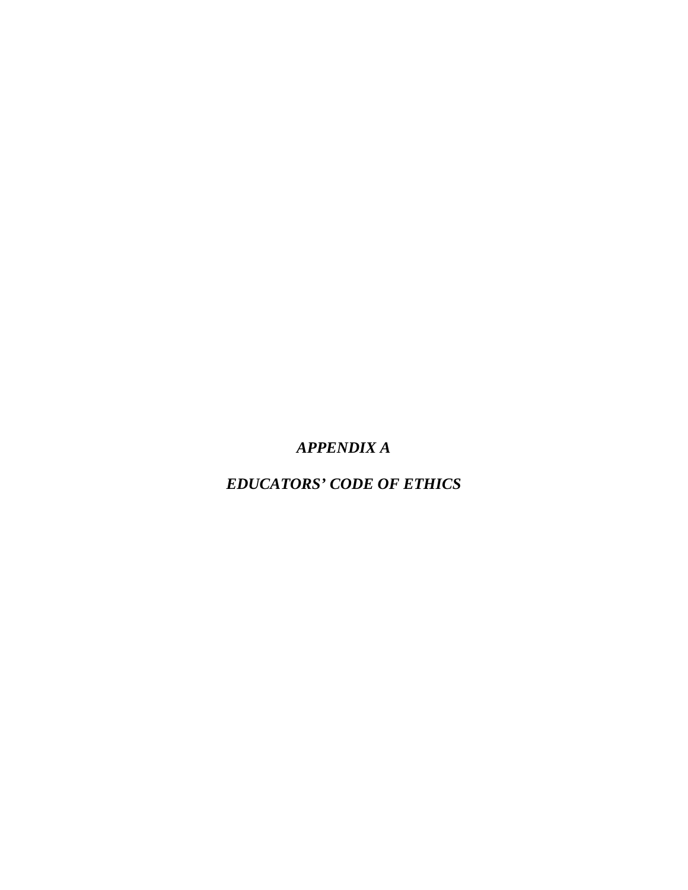# *APPENDIX A*

# *EDUCATORS' CODE OF ETHICS*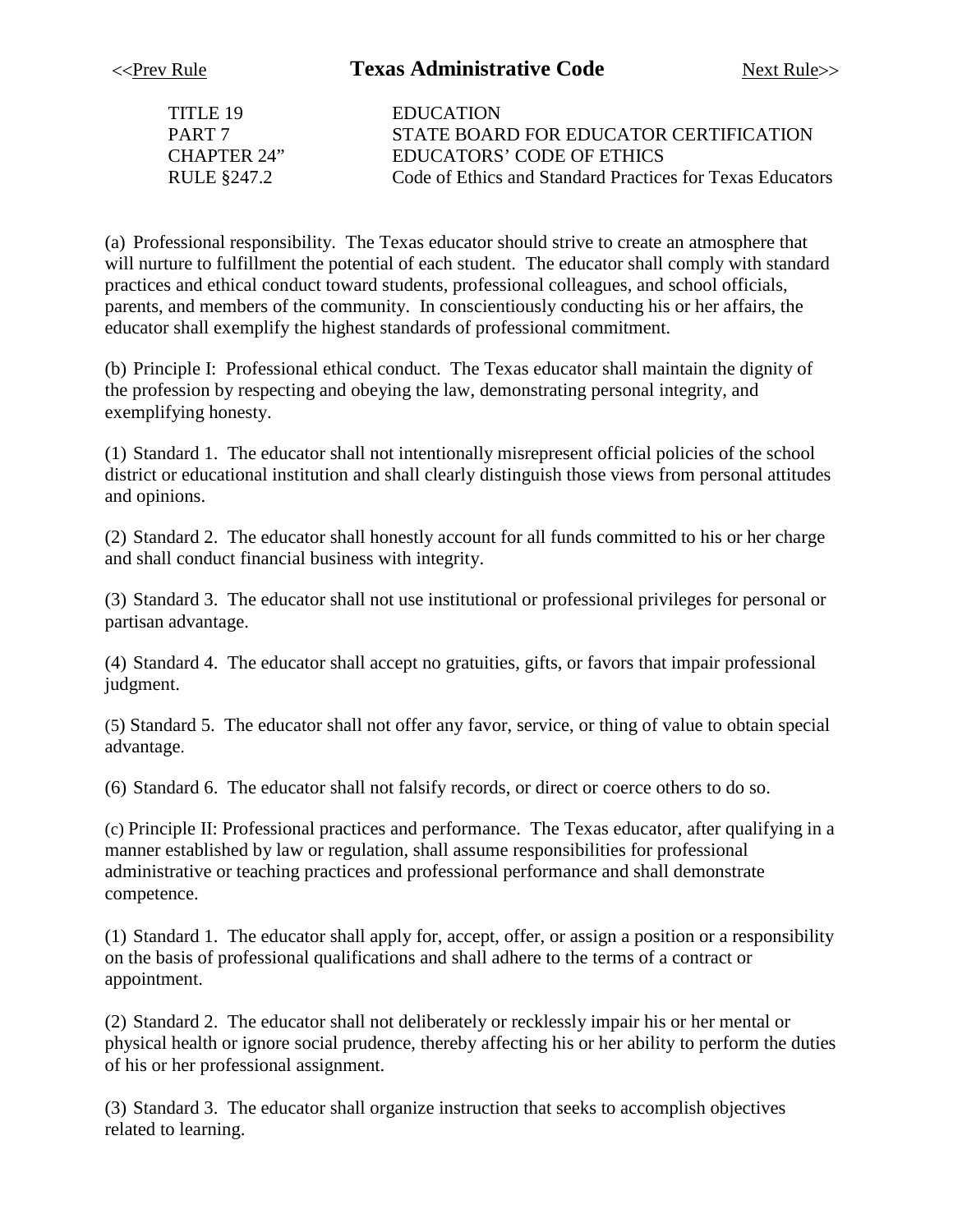<<Prev Rule **Texas Administrative Code** Next Rule>>

| | |
|---|---|
| TITLE 19 | EDUCATION |
| PART 7 | STATE BOARD FOR EDUCATOR CERTIFICATION |
| CHAPTER 24" | EDUCATORS' CODE OF ETHICS |
| RULE §247.2 | Code of Ethics and Standard Practices for Texas Educators |

(a) Professional responsibility. The Texas educator should strive to create an atmosphere that will nurture to fulfillment the potential of each student. The educator shall comply with standard practices and ethical conduct toward students, professional colleagues, and school officials, parents, and members of the community. In conscientiously conducting his or her affairs, the educator shall exemplify the highest standards of professional commitment.

(b) Principle I: Professional ethical conduct. The Texas educator shall maintain the dignity of the profession by respecting and obeying the law, demonstrating personal integrity, and exemplifying honesty.

(1) Standard 1. The educator shall not intentionally misrepresent official policies of the school district or educational institution and shall clearly distinguish those views from personal attitudes and opinions.

(2) Standard 2. The educator shall honestly account for all funds committed to his or her charge and shall conduct financial business with integrity.

(3) Standard 3. The educator shall not use institutional or professional privileges for personal or partisan advantage.

(4) Standard 4. The educator shall accept no gratuities, gifts, or favors that impair professional judgment.

(5) Standard 5. The educator shall not offer any favor, service, or thing of value to obtain special advantage.

(6) Standard 6. The educator shall not falsify records, or direct or coerce others to do so.

(c) Principle II: Professional practices and performance. The Texas educator, after qualifying in a manner established by law or regulation, shall assume responsibilities for professional administrative or teaching practices and professional performance and shall demonstrate competence.

(1) Standard 1. The educator shall apply for, accept, offer, or assign a position or a responsibility on the basis of professional qualifications and shall adhere to the terms of a contract or appointment.

(2) Standard 2. The educator shall not deliberately or recklessly impair his or her mental or physical health or ignore social prudence, thereby affecting his or her ability to perform the duties of his or her professional assignment.

(3) Standard 3. The educator shall organize instruction that seeks to accomplish objectives related to learning.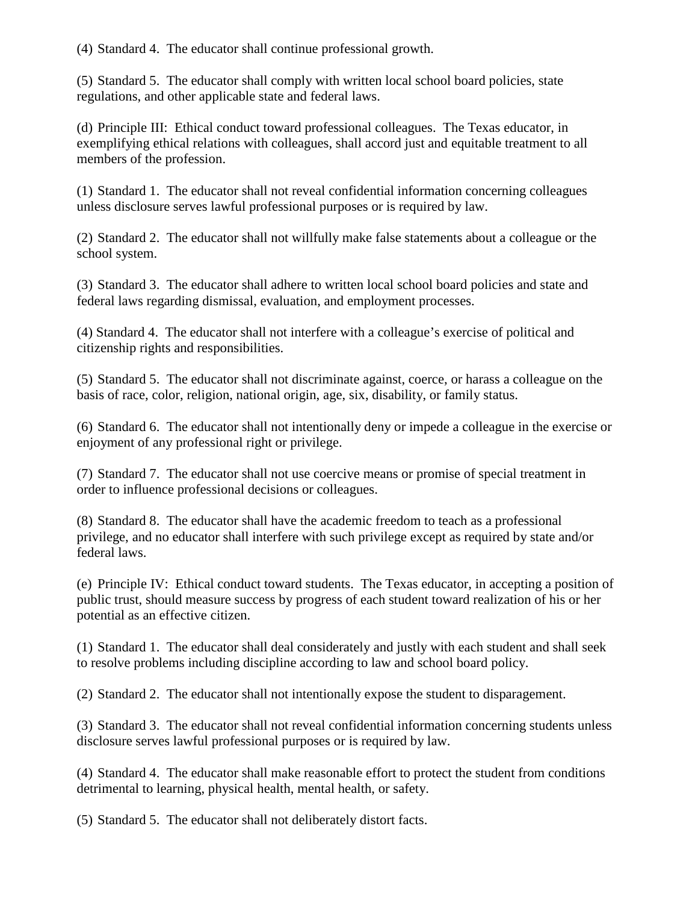(4) Standard 4. The educator shall continue professional growth.

(5) Standard 5. The educator shall comply with written local school board policies, state regulations, and other applicable state and federal laws.

(d) Principle III: Ethical conduct toward professional colleagues. The Texas educator, in exemplifying ethical relations with colleagues, shall accord just and equitable treatment to all members of the profession.

(1) Standard 1. The educator shall not reveal confidential information concerning colleagues unless disclosure serves lawful professional purposes or is required by law.

(2) Standard 2. The educator shall not willfully make false statements about a colleague or the school system.

(3) Standard 3. The educator shall adhere to written local school board policies and state and federal laws regarding dismissal, evaluation, and employment processes.

(4) Standard 4. The educator shall not interfere with a colleague's exercise of political and citizenship rights and responsibilities.

(5) Standard 5. The educator shall not discriminate against, coerce, or harass a colleague on the basis of race, color, religion, national origin, age, six, disability, or family status.

(6) Standard 6. The educator shall not intentionally deny or impede a colleague in the exercise or enjoyment of any professional right or privilege.

(7) Standard 7. The educator shall not use coercive means or promise of special treatment in order to influence professional decisions or colleagues.

(8) Standard 8. The educator shall have the academic freedom to teach as a professional privilege, and no educator shall interfere with such privilege except as required by state and/or federal laws.

(e) Principle IV: Ethical conduct toward students. The Texas educator, in accepting a position of public trust, should measure success by progress of each student toward realization of his or her potential as an effective citizen.

(1) Standard 1. The educator shall deal considerately and justly with each student and shall seek to resolve problems including discipline according to law and school board policy.

(2) Standard 2. The educator shall not intentionally expose the student to disparagement.

(3) Standard 3. The educator shall not reveal confidential information concerning students unless disclosure serves lawful professional purposes or is required by law.

(4) Standard 4. The educator shall make reasonable effort to protect the student from conditions detrimental to learning, physical health, mental health, or safety.

(5) Standard 5. The educator shall not deliberately distort facts.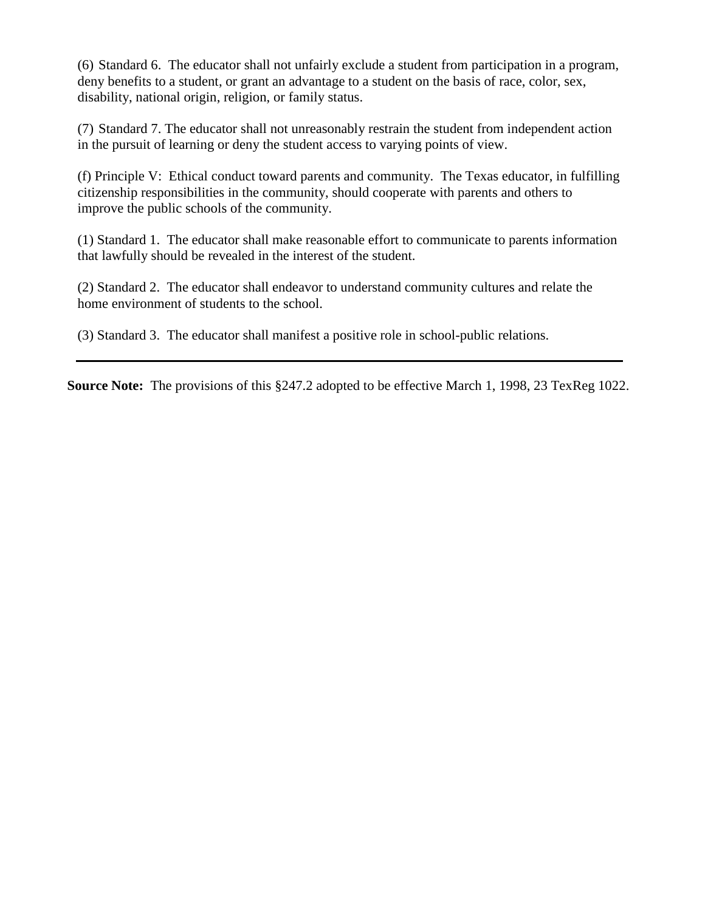(6) Standard 6. The educator shall not unfairly exclude a student from participation in a program, deny benefits to a student, or grant an advantage to a student on the basis of race, color, sex, disability, national origin, religion, or family status.

(7) Standard 7. The educator shall not unreasonably restrain the student from independent action in the pursuit of learning or deny the student access to varying points of view.

(f) Principle V: Ethical conduct toward parents and community. The Texas educator, in fulfilling citizenship responsibilities in the community, should cooperate with parents and others to improve the public schools of the community.

(1) Standard 1. The educator shall make reasonable effort to communicate to parents information that lawfully should be revealed in the interest of the student.

(2) Standard 2. The educator shall endeavor to understand community cultures and relate the home environment of students to the school.

(3) Standard 3. The educator shall manifest a positive role in school-public relations.

---

**Source Note:** The provisions of this §247.2 adopted to be effective March 1, 1998, 23 TexReg 1022.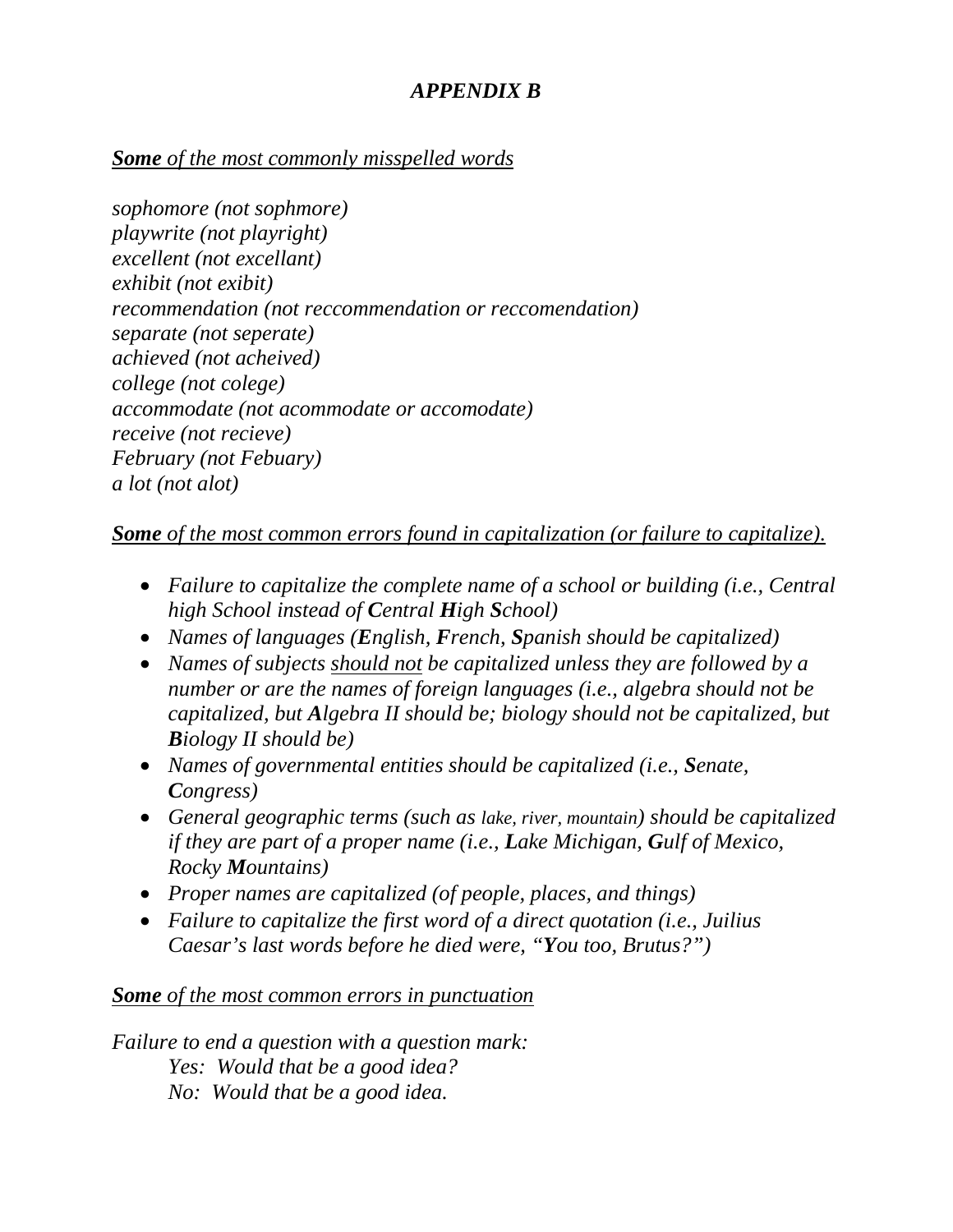# *APPENDIX B*

***Some*** *of the most commonly misspelled words*

*sophomore (not sophmore)*
*playwrite (not playright)*
*excellent (not excellant)*
*exhibit (not exibit)*
*recommendation (not reccommendation or reccomendation)*
*separate (not seperate)*
*achieved (not acheived)*
*college (not colege)*
*accommodate (not acommodate or accomodate)*
*receive (not recieve)*
*February (not Febuary)*
*a lot (not alot)*

***Some*** *of the most common errors found in capitalization (or failure to capitalize).*

- *Failure to capitalize the complete name of a school or building (i.e., Central high School instead of **C**entral **H**igh **S**chool)*
- *Names of languages (**E**nglish, **F**rench, **S**panish should be capitalized)*
- *Names of subjects should not be capitalized unless they are followed by a number or are the names of foreign languages (i.e., algebra should not be capitalized, but **A**lgebra II should be; biology should not be capitalized, but **B**iology II should be)*
- *Names of governmental entities should be capitalized (i.e., **S**enate, **C**ongress)*
- *General geographic terms (such as lake, river, mountain) should be capitalized if they are part of a proper name (i.e., **L**ake Michigan, **G**ulf of Mexico, Rocky **M**ountains)*
- *Proper names are capitalized (of people, places, and things)*
- *Failure to capitalize the first word of a direct quotation (i.e., Juilius Caesar's last words before he died were, "**Y**ou too, Brutus?")*

***Some*** *of the most common errors in punctuation*

*Failure to end a question with a question mark:*

> *Yes: Would that be a good idea?*
> *No: Would that be a good idea.*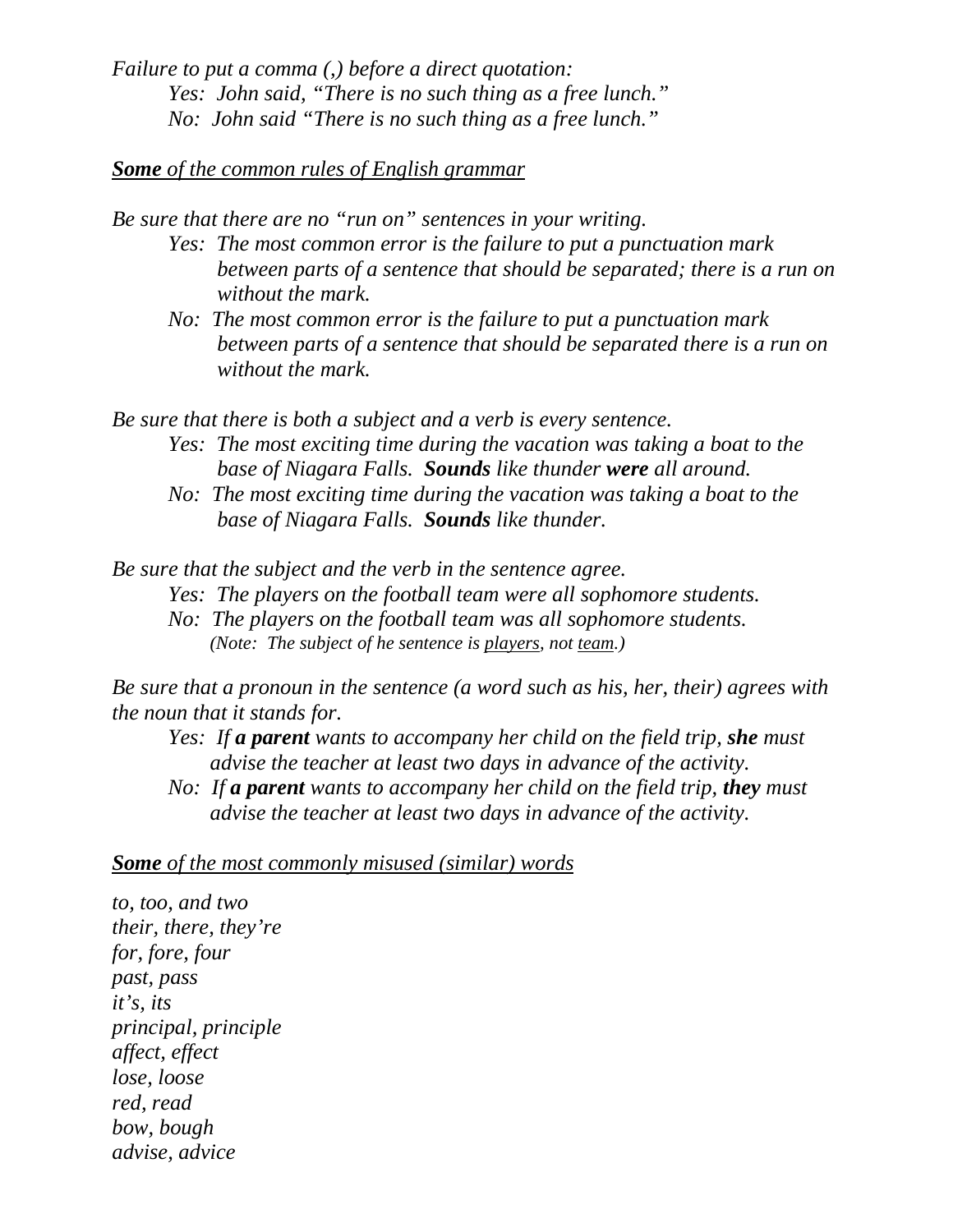*Failure to put a comma (,) before a direct quotation:*

*Yes: John said, "There is no such thing as a free lunch."*
*No: John said "There is no such thing as a free lunch."*

***Some** of the common rules of English grammar*

*Be sure that there are no "run on" sentences in your writing.*

*Yes: The most common error is the failure to put a punctuation mark between parts of a sentence that should be separated; there is a run on without the mark.*

*No: The most common error is the failure to put a punctuation mark between parts of a sentence that should be separated there is a run on without the mark.*

*Be sure that there is both a subject and a verb is every sentence.*

*Yes: The most exciting time during the vacation was taking a boat to the base of Niagara Falls. **Sounds** like thunder **were** all around.*

*No: The most exciting time during the vacation was taking a boat to the base of Niagara Falls. **Sounds** like thunder.*

*Be sure that the subject and the verb in the sentence agree.*

*Yes: The players on the football team were all sophomore students.*
*No: The players on the football team was all sophomore students.*
*(Note: The subject of he sentence is players, not team.)*

*Be sure that a pronoun in the sentence (a word such as his, her, their) agrees with the noun that it stands for.*

*Yes: If **a parent** wants to accompany her child on the field trip, **she** must advise the teacher at least two days in advance of the activity.*

*No: If **a parent** wants to accompany her child on the field trip, **they** must advise the teacher at least two days in advance of the activity.*

***Some** of the most commonly misused (similar) words*

*to, too, and two*
*their, there, they're*
*for, fore, four*
*past, pass*
*it's, its*
*principal, principle*
*affect, effect*
*lose, loose*
*red, read*
*bow, bough*
*advise, advice*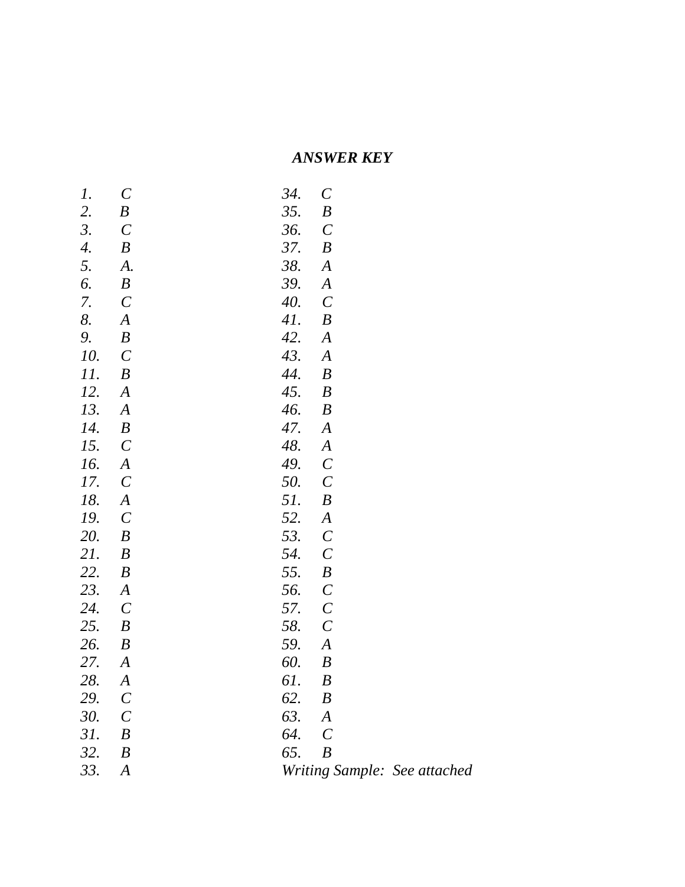***ANSWER KEY***

*1. C*
*2. B*
*3. C*
*4. B*
*5. A.*
*6. B*
*7. C*
*8. A*
*9. B*
*10. C*
*11. B*
*12. A*
*13. A*
*14. B*
*15. C*
*16. A*
*17. C*
*18. A*
*19. C*
*20. B*
*21. B*
*22. B*
*23. A*
*24. C*
*25. B*
*26. B*
*27. A*
*28. A*
*29. C*
*30. C*
*31. B*
*32. B*
*33. A*
*34. C*
*35. B*
*36. C*
*37. B*
*38. A*
*39. A*
*40. C*
*41. B*
*42. A*
*43. A*
*44. B*
*45. B*
*46. B*
*47. A*
*48. A*
*49. C*
*50. C*
*51. B*
*52. A*
*53. C*
*54. C*
*55. B*
*56. C*
*57. C*
*58. C*
*59. A*
*60. B*
*61. B*
*62. B*
*63. A*
*64. C*
*65. B*

*Writing Sample: See attached*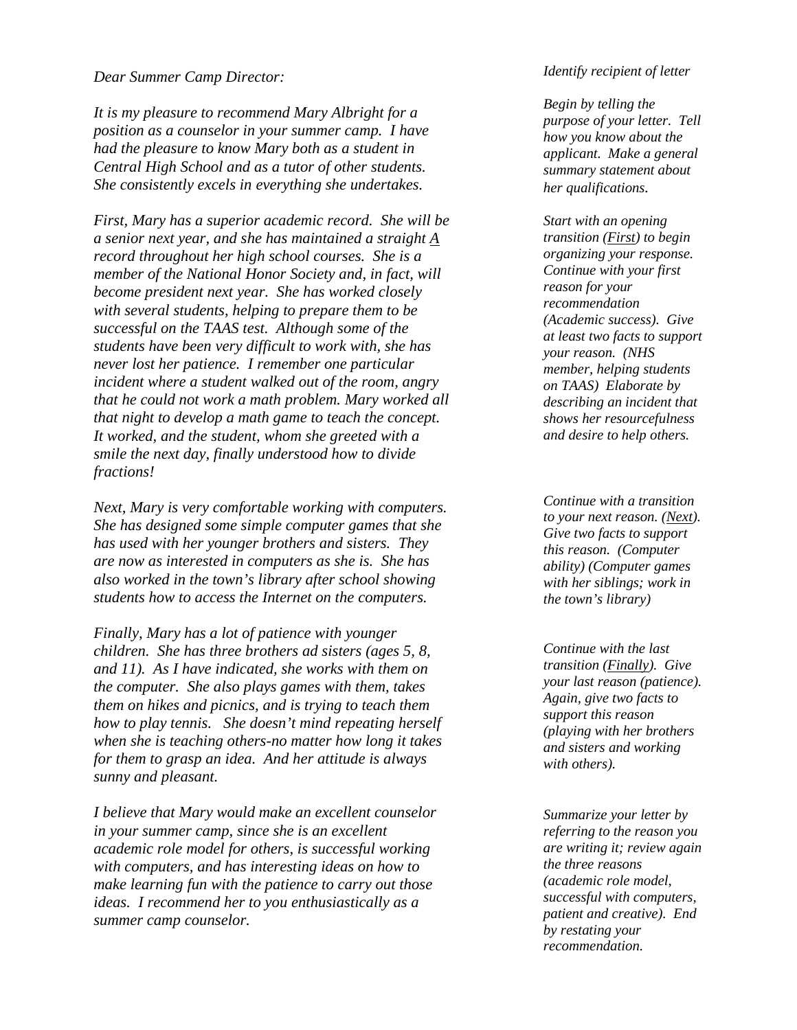*Dear Summer Camp Director:*

*Identify recipient of letter*

*It is my pleasure to recommend Mary Albright for a position as a counselor in your summer camp. I have had the pleasure to know Mary both as a student in Central High School and as a tutor of other students. She consistently excels in everything she undertakes.*

*Begin by telling the purpose of your letter. Tell how you know about the applicant. Make a general summary statement about her qualifications.*

*First, Mary has a superior academic record. She will be a senior next year, and she has maintained a straight A record throughout her high school courses. She is a member of the National Honor Society and, in fact, will become president next year. She has worked closely with several students, helping to prepare them to be successful on the TAAS test. Although some of the students have been very difficult to work with, she has never lost her patience. I remember one particular incident where a student walked out of the room, angry that he could not work a math problem. Mary worked all that night to develop a math game to teach the concept. It worked, and the student, whom she greeted with a smile the next day, finally understood how to divide fractions!*

*Start with an opening transition (First) to begin organizing your response. Continue with your first reason for your recommendation (Academic success). Give at least two facts to support your reason. (NHS member, helping students on TAAS) Elaborate by describing an incident that shows her resourcefulness and desire to help others.*

*Next, Mary is very comfortable working with computers. She has designed some simple computer games that she has used with her younger brothers and sisters. They are now as interested in computers as she is. She has also worked in the town's library after school showing students how to access the Internet on the computers.*

*Continue with a transition to your next reason. (Next). Give two facts to support this reason. (Computer ability) (Computer games with her siblings; work in the town's library)*

*Finally, Mary has a lot of patience with younger children. She has three brothers ad sisters (ages 5, 8, and 11). As I have indicated, she works with them on the computer. She also plays games with them, takes them on hikes and picnics, and is trying to teach them how to play tennis. She doesn't mind repeating herself when she is teaching others-no matter how long it takes for them to grasp an idea. And her attitude is always sunny and pleasant.*

*Continue with the last transition (Finally). Give your last reason (patience). Again, give two facts to support this reason (playing with her brothers and sisters and working with others).*

*I believe that Mary would make an excellent counselor in your summer camp, since she is an excellent academic role model for others, is successful working with computers, and has interesting ideas on how to make learning fun with the patience to carry out those ideas. I recommend her to you enthusiastically as a summer camp counselor.*

*Summarize your letter by referring to the reason you are writing it; review again the three reasons (academic role model, successful with computers, patient and creative). End by restating your recommendation.*